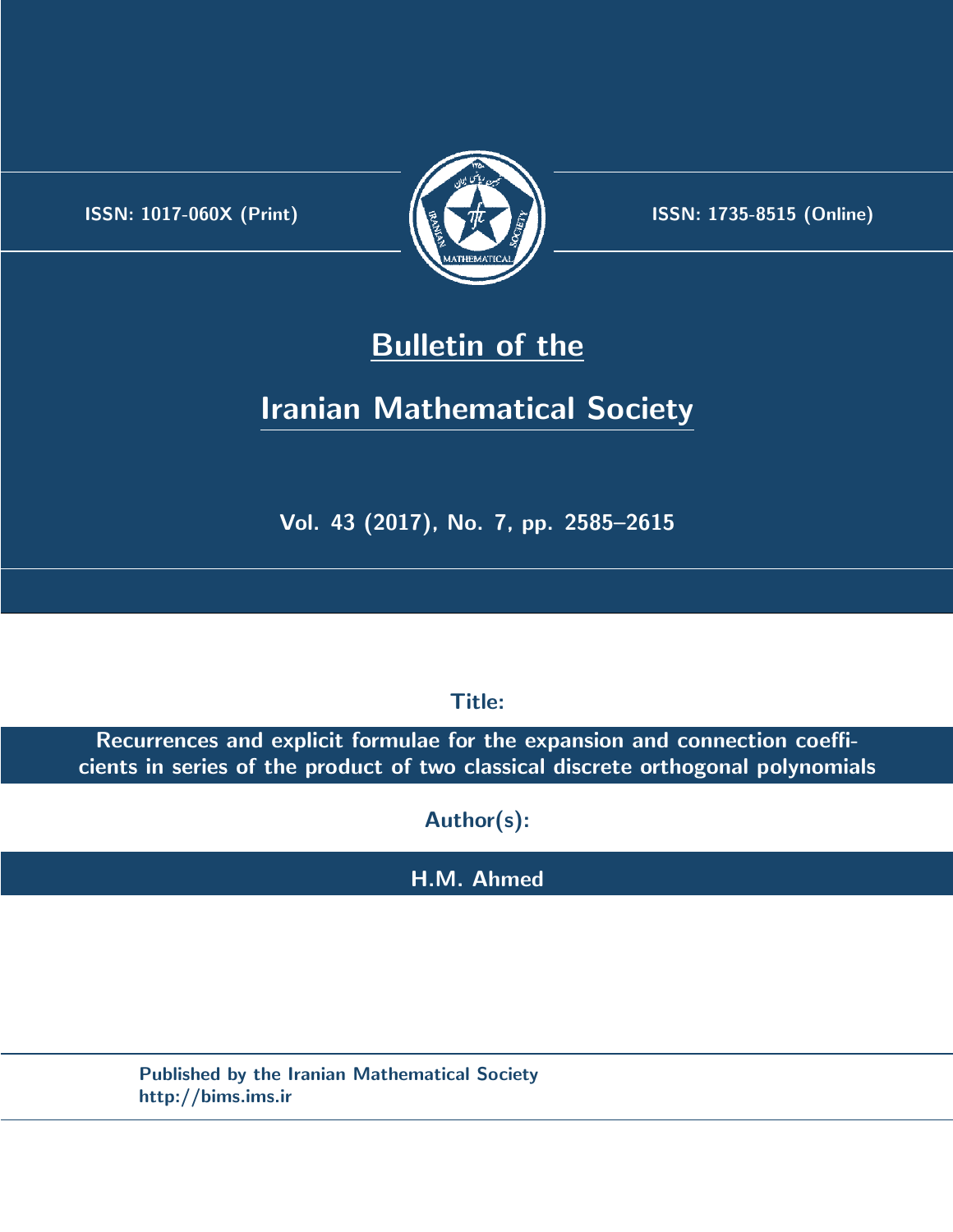ISSN: 1017-060X (Print)

ISSN: 1735-8515 (Online)

# Bulletin of the Iranian Mathematical Society

Vol. 43 (2017), No. 7, pp. 2585–2615

Title:

**Recurrences and explicit formulae for the expansion and connection coefficients in series of the product of two classical discrete orthogonal polynomials**

Author(s):

**H.M. Ahmed**

Published by the Iranian Mathematical Society
http://bims.ims.ir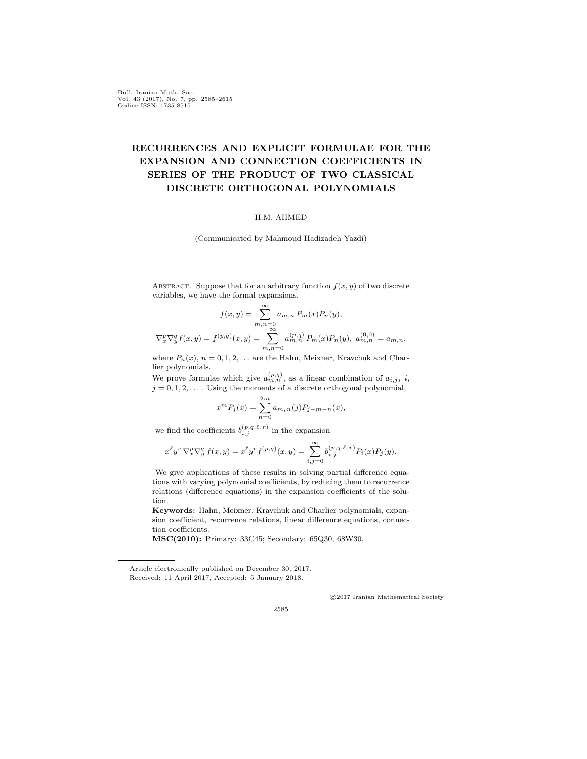Bull. Iranian Math. Soc.
Vol. 43 (2017), No. 7, pp. 2585–2615
Online ISSN: 1735-8515

# RECURRENCES AND EXPLICIT FORMULAE FOR THE EXPANSION AND CONNECTION COEFFICIENTS IN SERIES OF THE PRODUCT OF TWO CLASSICAL DISCRETE ORTHOGONAL POLYNOMIALS

H.M. AHMED

(Communicated by Mahmoud Hadizadeh Yazdi)

Abstract. Suppose that for an arbitrary function $f(x, y)$ of two discrete variables, we have the formal expansions.

$$f(x, y) = \sum_{m,n=0}^{\infty} a_{m,n} \, P_m(x)P_n(y),$$

$$\nabla_x^p \nabla_y^q f(x, y) = f^{(p,q)}(x, y) = \sum_{m,n=0}^{\infty} a_{m,n}^{(p,q)} \, P_m(x)P_n(y), \; a_{m,n}^{(0,0)} = a_{m,n},$$

where $P_n(x)$, $n = 0, 1, 2, \ldots$ are the Hahn, Meixner, Kravchuk and Charlier polynomials.

We prove formulae which give $a_{m,n}^{(p,q)}$, as a linear combination of $a_{i,j}$, $i$, $j = 0, 1, 2, \ldots$. Using the moments of a discrete orthogonal polynomial,

$$x^m P_j(x) = \sum_{n=0}^{2m} a_{m,\,n}(j) P_{j+m-n}(x),$$

we find the coefficients $b_{i,j}^{(p,q,\ell,\,r)}$ in the expansion

$$x^\ell y^r \, \nabla_x^p \nabla_y^q \, f(x, y) = x^\ell y^r f^{(p,q)}(x, y) = \sum_{i,j=0}^{\infty} b_{i,j}^{(p,q,\ell,\,r)} P_i(x)P_j(y).$$

We give applications of these results in solving partial difference equations with varying polynomial coefficients, by reducing them to recurrence relations (difference equations) in the expansion coefficients of the solution.

**Keywords:** Hahn, Meixner, Kravchuk and Charlier polynomials, expansion coefficient, recurrence relations, linear difference equations, connection coefficients.

**MSC(2010):** Primary: 33C45; Secondary: 65Q30, 68W30.

---

Article electronically published on December 30, 2017.

Received: 11 April 2017, Accepted: 5 January 2018.

©2017 Iranian Mathematical Society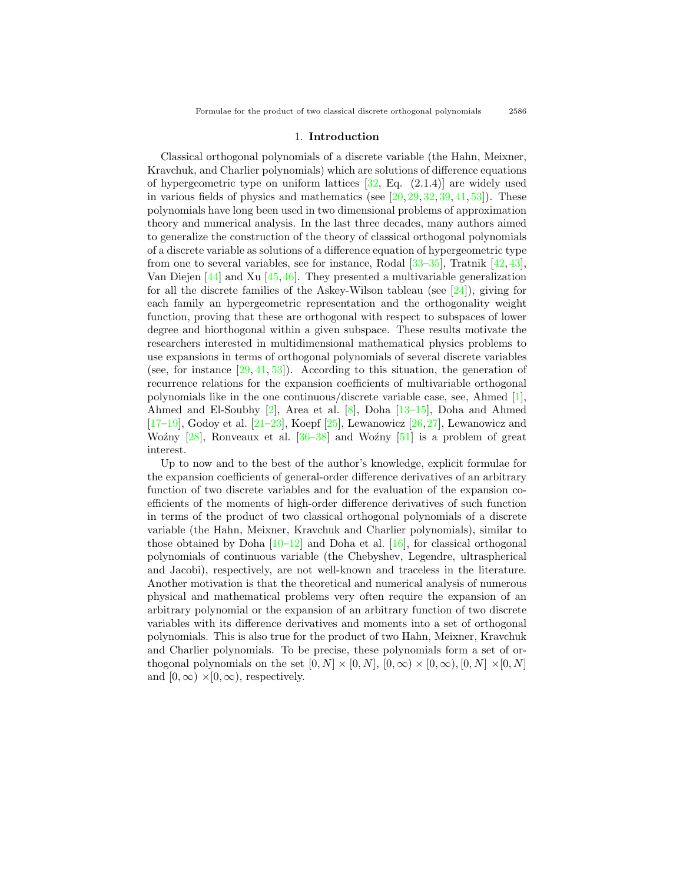## 1. **Introduction**

Classical orthogonal polynomials of a discrete variable (the Hahn, Meixner, Kravchuk, and Charlier polynomials) which are solutions of difference equations of hypergeometric type on uniform lattices [32, Eq. (2.1.4)] are widely used in various fields of physics and mathematics (see [20, 29, 32, 39, 41, 53]). These polynomials have long been used in two dimensional problems of approximation theory and numerical analysis. In the last three decades, many authors aimed to generalize the construction of the theory of classical orthogonal polynomials of a discrete variable as solutions of a difference equation of hypergeometric type from one to several variables, see for instance, Rodal [33–35], Tratnik [42, 43], Van Diejen [44] and Xu [45, 46]. They presented a multivariable generalization for all the discrete families of the Askey-Wilson tableau (see [24]), giving for each family an hypergeometric representation and the orthogonality weight function, proving that these are orthogonal with respect to subspaces of lower degree and biorthogonal within a given subspace. These results motivate the researchers interested in multidimensional mathematical physics problems to use expansions in terms of orthogonal polynomials of several discrete variables (see, for instance [29, 41, 53]). According to this situation, the generation of recurrence relations for the expansion coefficients of multivariable orthogonal polynomials like in the one continuous/discrete variable case, see, Ahmed [1], Ahmed and El-Soubhy [2], Area et al. [8], Doha [13–15], Doha and Ahmed [17–19], Godoy et al. [21–23], Koepf [25], Lewanowicz [26, 27], Lewanowicz and Woźny [28], Ronveaux et al. [36–38] and Woźny [51] is a problem of great interest.

Up to now and to the best of the author's knowledge, explicit formulae for the expansion coefficients of general-order difference derivatives of an arbitrary function of two discrete variables and for the evaluation of the expansion coefficients of the moments of high-order difference derivatives of such function in terms of the product of two classical orthogonal polynomials of a discrete variable (the Hahn, Meixner, Kravchuk and Charlier polynomials), similar to those obtained by Doha [10–12] and Doha et al. [16], for classical orthogonal polynomials of continuous variable (the Chebyshev, Legendre, ultraspherical and Jacobi), respectively, are not well-known and traceless in the literature. Another motivation is that the theoretical and numerical analysis of numerous physical and mathematical problems very often require the expansion of an arbitrary polynomial or the expansion of an arbitrary function of two discrete variables with its difference derivatives and moments into a set of orthogonal polynomials. This is also true for the product of two Hahn, Meixner, Kravchuk and Charlier polynomials. To be precise, these polynomials form a set of orthogonal polynomials on the set $[0, N] \times [0, N]$, $[0, \infty) \times [0, \infty)$, $[0, N] \times [0, N]$ and $[0, \infty) \times [0, \infty)$, respectively.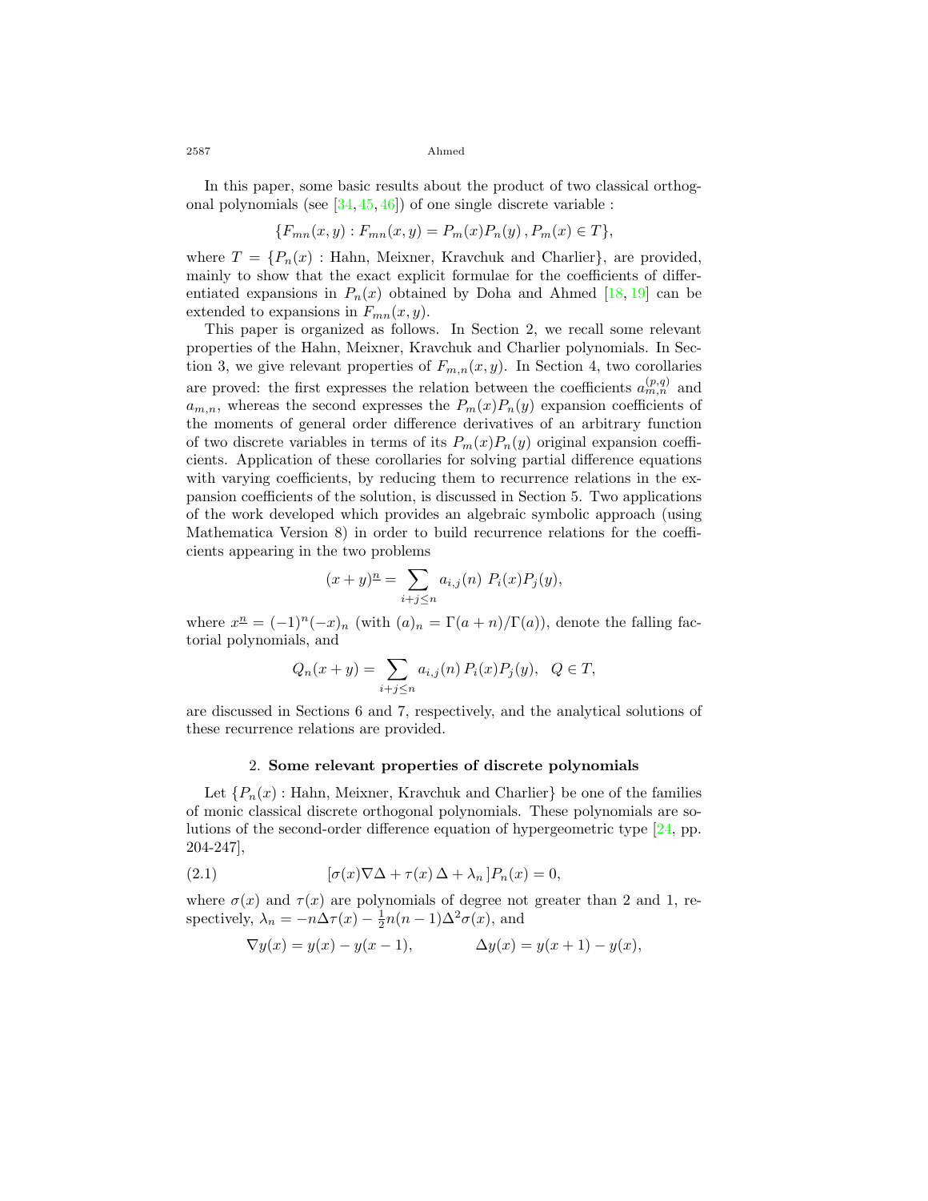In this paper, some basic results about the product of two classical orthogonal polynomials (see [34, 45, 46]) of one single discrete variable :

$$\{F_{mn}(x,y) : F_{mn}(x,y) = P_m(x)P_n(y)\,, P_m(x) \in T\},$$

where $T = \{P_n(x)$ : Hahn, Meixner, Kravchuk and Charlier$\}$, are provided, mainly to show that the exact explicit formulae for the coefficients of differentiated expansions in $P_n(x)$ obtained by Doha and Ahmed [18, 19] can be extended to expansions in $F_{mn}(x,y)$.

This paper is organized as follows. In Section 2, we recall some relevant properties of the Hahn, Meixner, Kravchuk and Charlier polynomials. In Section 3, we give relevant properties of $F_{m,n}(x,y)$. In Section 4, two corollaries are proved: the first expresses the relation between the coefficients $a_{m,n}^{(p,q)}$ and $a_{m,n}$, whereas the second expresses the $P_m(x)P_n(y)$ expansion coefficients of the moments of general order difference derivatives of an arbitrary function of two discrete variables in terms of its $P_m(x)P_n(y)$ original expansion coefficients. Application of these corollaries for solving partial difference equations with varying coefficients, by reducing them to recurrence relations in the expansion coefficients of the solution, is discussed in Section 5. Two applications of the work developed which provides an algebraic symbolic approach (using Mathematica Version 8) in order to build recurrence relations for the coefficients appearing in the two problems

$$(x+y)^{\underline{n}} = \sum_{i+j\le n} a_{i,j}(n)\; P_i(x)P_j(y),$$

where $x^{\underline{n}} = (-1)^n(-x)_n$ (with $(a)_n = \Gamma(a+n)/\Gamma(a)$), denote the falling factorial polynomials, and

$$Q_n(x+y) = \sum_{i+j\le n} a_{i,j}(n)\, P_i(x)P_j(y), \quad Q \in T,$$

are discussed in Sections 6 and 7, respectively, and the analytical solutions of these recurrence relations are provided.

## 2. Some relevant properties of discrete polynomials

Let $\{P_n(x)$ : Hahn, Meixner, Kravchuk and Charlier$\}$ be one of the families of monic classical discrete orthogonal polynomials. These polynomials are solutions of the second-order difference equation of hypergeometric type [24, pp. 204-247],

$$[\sigma(x)\nabla\Delta + \tau(x)\,\Delta + \lambda_n\,]P_n(x) = 0, \tag{2.1}$$

where $\sigma(x)$ and $\tau(x)$ are polynomials of degree not greater than 2 and 1, respectively, $\lambda_n = -n\Delta\tau(x) - \frac{1}{2}n(n-1)\Delta^2\sigma(x)$, and

$$\nabla y(x) = y(x) - y(x-1), \qquad\qquad \Delta y(x) = y(x+1) - y(x),$$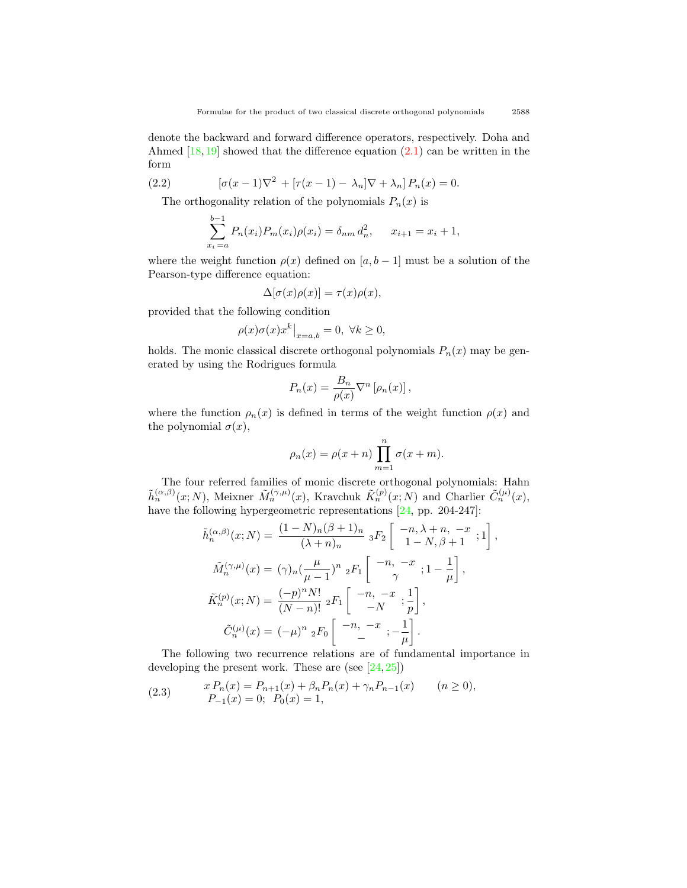denote the backward and forward difference operators, respectively. Doha and Ahmed [18,19] showed that the difference equation (2.1) can be written in the form

$$[\sigma(x-1)\nabla^2 + [\tau(x-1) - \lambda_n]\nabla + \lambda_n]\, P_n(x) = 0. \tag{2.2}$$

The orthogonality relation of the polynomials $P_n(x)$ is

$$\sum_{x_i = a}^{b-1} P_n(x_i) P_m(x_i) \rho(x_i) = \delta_{nm}\, d_n^2, \qquad x_{i+1} = x_i + 1,$$

where the weight function $\rho(x)$ defined on $[a, b-1]$ must be a solution of the Pearson-type difference equation:

$$\Delta[\sigma(x)\rho(x)] = \tau(x)\rho(x),$$

provided that the following condition

$$\rho(x)\sigma(x)x^k\big|_{x=a,b} = 0, \ \forall k \geq 0,$$

holds. The monic classical discrete orthogonal polynomials $P_n(x)$ may be generated by using the Rodrigues formula

$$P_n(x) = \frac{B_n}{\rho(x)} \nabla^n \left[\rho_n(x)\right],$$

where the function $\rho_n(x)$ is defined in terms of the weight function $\rho(x)$ and the polynomial $\sigma(x)$,

$$\rho_n(x) = \rho(x+n) \prod_{m=1}^{n} \sigma(x+m).$$

The four referred families of monic discrete orthogonal polynomials: Hahn $\tilde{h}_n^{(\alpha,\beta)}(x;N)$, Meixner $\tilde{M}_n^{(\gamma,\mu)}(x)$, Kravchuk $\tilde{K}_n^{(p)}(x;N)$ and Charlier $\tilde{C}_n^{(\mu)}(x)$, have the following hypergeometric representations [24, pp. 204-247]:

$$\tilde{h}_n^{(\alpha,\beta)}(x;N) = \frac{(1-N)_n(\beta+1)_n}{(\lambda+n)_n}\ {}_3F_2\left[\begin{array}{c} -n, \lambda+n, \ -x \\ 1-N, \beta+1 \end{array};1\right],$$

$$\tilde{M}_n^{(\gamma,\mu)}(x) = (\gamma)_n \left(\frac{\mu}{\mu-1}\right)^n\ {}_2F_1\left[\begin{array}{c} -n, \ -x \\ \gamma \end{array};1-\frac{1}{\mu}\right],$$

$$\tilde{K}_n^{(p)}(x;N) = \frac{(-p)^n N!}{(N-n)!}\ {}_2F_1\left[\begin{array}{c} -n, \ -x \\ -N \end{array};\frac{1}{p}\right],$$

$$\tilde{C}_n^{(\mu)}(x) = (-\mu)^n\ {}_2F_0\left[\begin{array}{c} -n, \ -x \\ - \end{array};-\frac{1}{\mu}\right].$$

The following two recurrence relations are of fundamental importance in developing the present work. These are (see [24,25])

$$\begin{array}{l} x\,P_n(x) = P_{n+1}(x) + \beta_n P_n(x) + \gamma_n P_{n-1}(x) \qquad (n \geq 0), \\ P_{-1}(x) = 0; \ \ P_0(x) = 1, \end{array} \tag{2.3}$$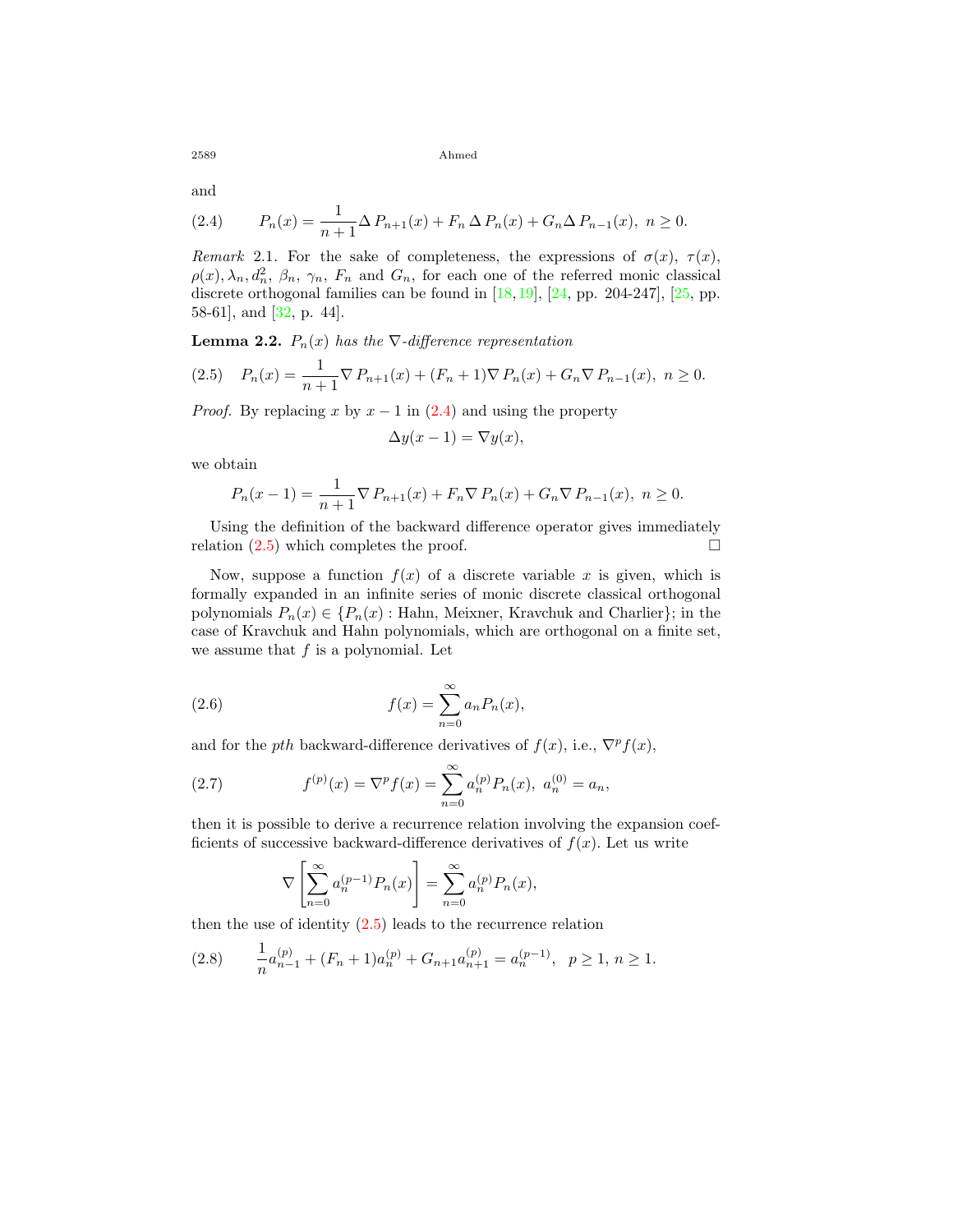and

$$(2.4)\qquad P_n(x) = \frac{1}{n+1}\Delta\, P_{n+1}(x) + F_n\,\Delta\, P_n(x) + G_n \Delta\, P_{n-1}(x),\ n \geq 0.$$

*Remark* 2.1. For the sake of completeness, the expressions of $\sigma(x)$, $\tau(x)$, $\rho(x), \lambda_n, d_n^2$, $\beta_n$, $\gamma_n$, $F_n$ and $G_n$, for each one of the referred monic classical discrete orthogonal families can be found in [18,19], [24, pp. 204-247], [25, pp. 58-61], and [32, p. 44].

**Lemma 2.2.** *$P_n(x)$ has the $\nabla$-difference representation*

$$(2.5)\quad P_n(x) = \frac{1}{n+1}\nabla\, P_{n+1}(x) + (F_n+1)\nabla\, P_n(x) + G_n \nabla\, P_{n-1}(x),\ n \geq 0.$$

*Proof.* By replacing $x$ by $x-1$ in (2.4) and using the property

$$\Delta y(x-1) = \nabla y(x),$$

we obtain

$$P_n(x-1) = \frac{1}{n+1}\nabla\, P_{n+1}(x) + F_n \nabla\, P_n(x) + G_n \nabla\, P_{n-1}(x),\ n \geq 0.$$

Using the definition of the backward difference operator gives immediately relation (2.5) which completes the proof. □

Now, suppose a function $f(x)$ of a discrete variable $x$ is given, which is formally expanded in an infinite series of monic discrete classical orthogonal polynomials $P_n(x) \in \{P_n(x) : \text{Hahn, Meixner, Kravchuk and Charlier}\}$; in the case of Kravchuk and Hahn polynomials, which are orthogonal on a finite set, we assume that $f$ is a polynomial. Let

$$(2.6)\qquad f(x) = \sum_{n=0}^{\infty} a_n P_n(x),$$

and for the *pth* backward-difference derivatives of $f(x)$, i.e., $\nabla^p f(x)$,

$$(2.7)\qquad f^{(p)}(x) = \nabla^p f(x) = \sum_{n=0}^{\infty} a_n^{(p)} P_n(x),\ a_n^{(0)} = a_n,$$

then it is possible to derive a recurrence relation involving the expansion coefficients of successive backward-difference derivatives of $f(x)$. Let us write

$$\nabla\left[\sum_{n=0}^{\infty} a_n^{(p-1)} P_n(x)\right] = \sum_{n=0}^{\infty} a_n^{(p)} P_n(x),$$

then the use of identity (2.5) leads to the recurrence relation

$$(2.8)\qquad \frac{1}{n} a_{n-1}^{(p)} + (F_n+1) a_n^{(p)} + G_{n+1} a_{n+1}^{(p)} = a_n^{(p-1)},\quad p \geq 1,\ n \geq 1.$$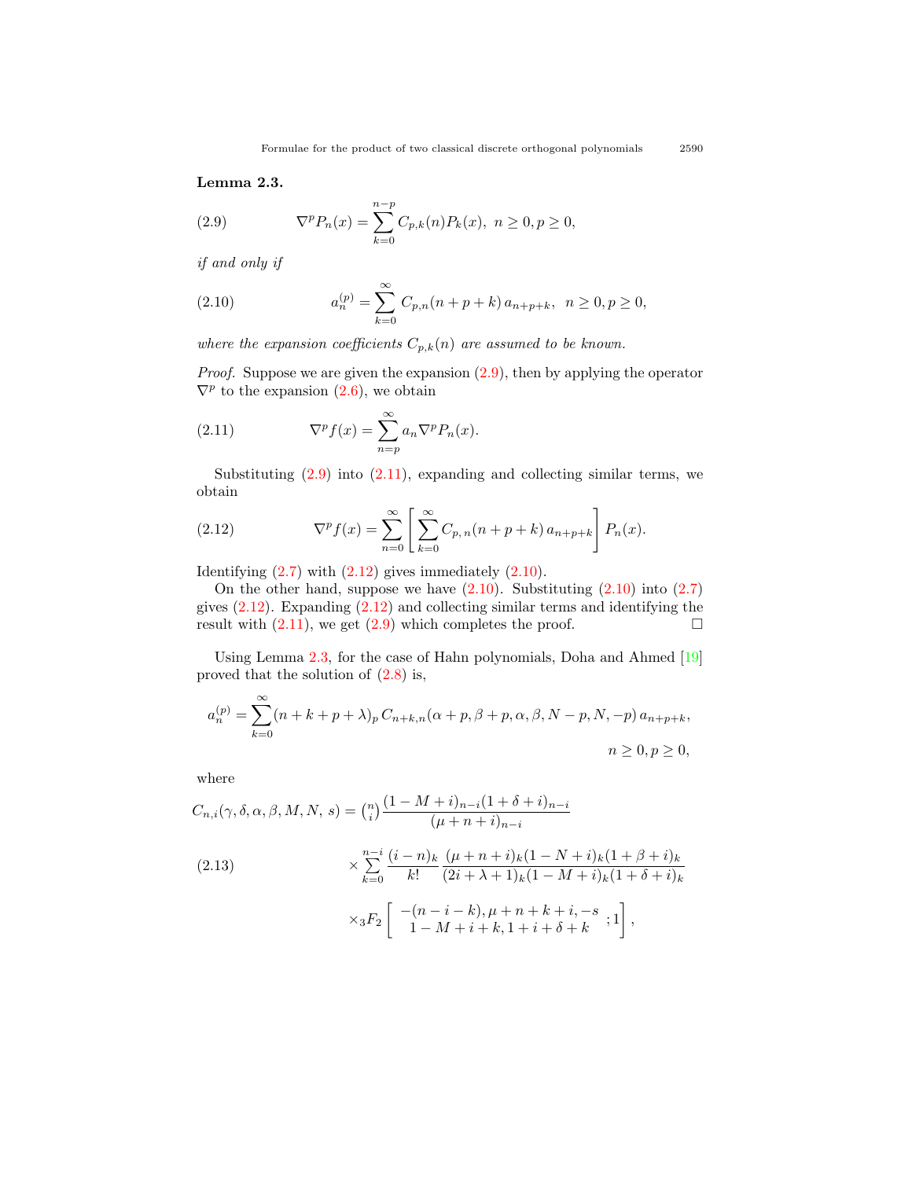**Lemma 2.3.**

$$\nabla^p P_n(x) = \sum_{k=0}^{n-p} C_{p,k}(n) P_k(x), \;\; n \geq 0, p \geq 0, \tag{2.9}$$

*if and only if*

$$a_n^{(p)} = \sum_{k=0}^{\infty} C_{p,n}(n+p+k)\, a_{n+p+k}, \;\; n \geq 0, p \geq 0, \tag{2.10}$$

*where the expansion coefficients $C_{p,k}(n)$ are assumed to be known.*

*Proof.* Suppose we are given the expansion (2.9), then by applying the operator $\nabla^p$ to the expansion (2.6), we obtain

$$\nabla^p f(x) = \sum_{n=p}^{\infty} a_n \nabla^p P_n(x). \tag{2.11}$$

Substituting (2.9) into (2.11), expanding and collecting similar terms, we obtain

$$\nabla^p f(x) = \sum_{n=0}^{\infty} \left[ \sum_{k=0}^{\infty} C_{p,\,n}(n+p+k)\, a_{n+p+k} \right] P_n(x). \tag{2.12}$$

Identifying (2.7) with (2.12) gives immediately (2.10).

On the other hand, suppose we have (2.10). Substituting (2.10) into (2.7) gives (2.12). Expanding (2.12) and collecting similar terms and identifying the result with (2.11), we get (2.9) which completes the proof. □

Using Lemma 2.3, for the case of Hahn polynomials, Doha and Ahmed [19] proved that the solution of (2.8) is,

$$a_n^{(p)} = \sum_{k=0}^{\infty} (n+k+p+\lambda)_p\, C_{n+k,n}(\alpha+p, \beta+p, \alpha, \beta, N-p, N, -p)\, a_{n+p+k},$$
$$n \geq 0, p \geq 0,$$

where

$$C_{n,i}(\gamma, \delta, \alpha, \beta, M, N,\, s) = \binom{n}{i} \frac{(1-M+i)_{n-i}(1+\delta+i)_{n-i}}{(\mu+n+i)_{n-i}}$$
$$\times \sum_{k=0}^{n-i} \frac{(i-n)_k}{k!} \frac{(\mu+n+i)_k(1-N+i)_k(1+\beta+i)_k}{(2i+\lambda+1)_k(1-M+i)_k(1+\delta+i)_k} \tag{2.13}$$
$$\times {}_3F_2 \left[ \begin{array}{c} -(n-i-k), \mu+n+k+i, -s \\ 1-M+i+k, 1+i+\delta+k \end{array} ; 1 \right],$$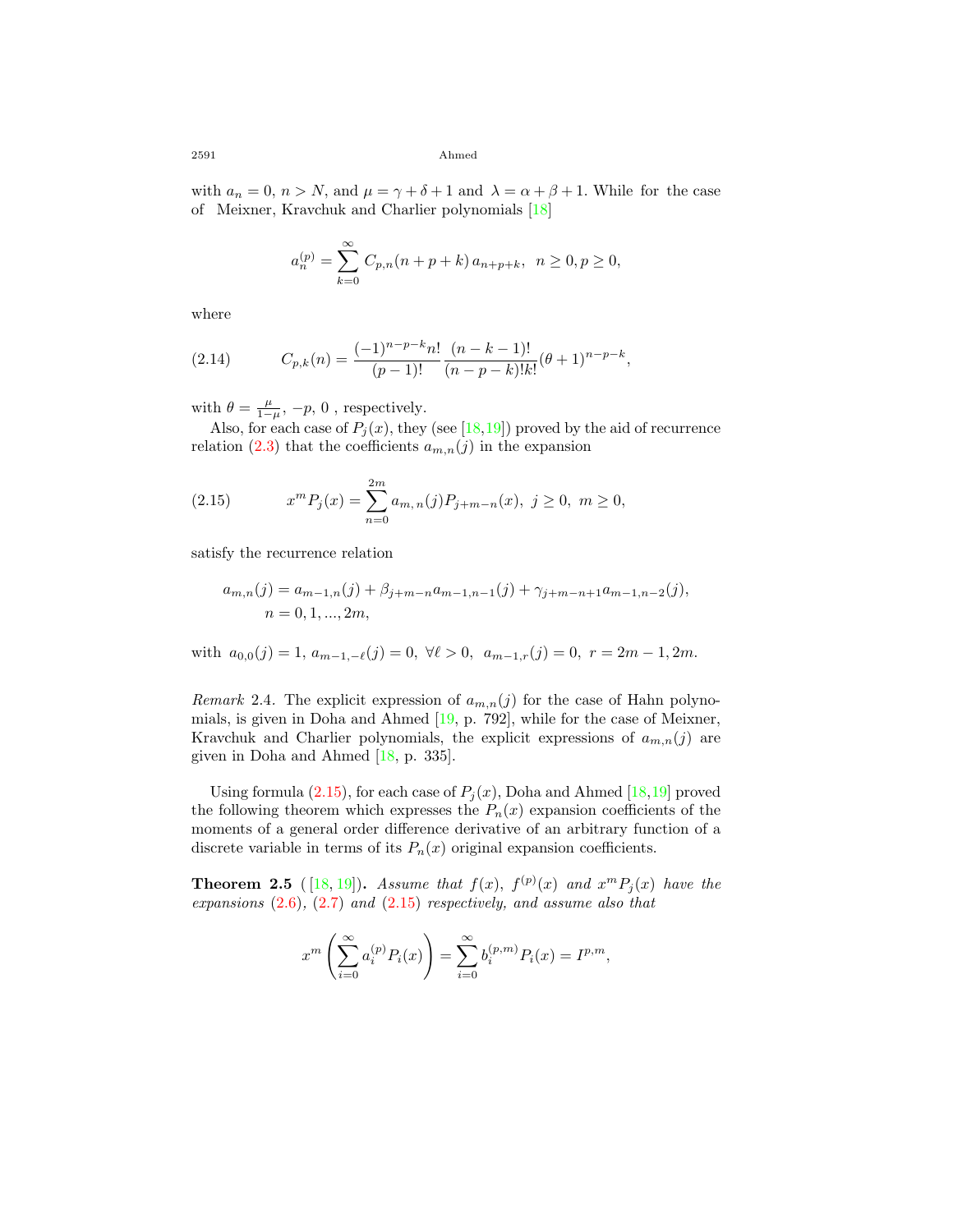with $a_n = 0$, $n > N$, and $\mu = \gamma + \delta + 1$ and $\lambda = \alpha + \beta + 1$. While for the case of Meixner, Kravchuk and Charlier polynomials [18]

$$a_n^{(p)} = \sum_{k=0}^{\infty} C_{p,n}(n + p + k)\, a_{n+p+k}, \ \ n \geq 0, p \geq 0,$$

where

$$C_{p,k}(n) = \frac{(-1)^{n-p-k} n!}{(p-1)!} \frac{(n-k-1)!}{(n-p-k)!k!} (\theta + 1)^{n-p-k}, \tag{2.14}$$

with $\theta = \frac{\mu}{1-\mu}$, $-p$, $0$ , respectively.

Also, for each case of $P_j(x)$, they (see [18,19]) proved by the aid of recurrence relation (2.3) that the coefficients $a_{m,n}(j)$ in the expansion

$$x^m P_j(x) = \sum_{n=0}^{2m} a_{m,\,n}(j) P_{j+m-n}(x), \ j \geq 0, \ m \geq 0, \tag{2.15}$$

satisfy the recurrence relation

$$a_{m,n}(j) = a_{m-1,n}(j) + \beta_{j+m-n} a_{m-1,n-1}(j) + \gamma_{j+m-n+1} a_{m-1,n-2}(j),$$
$$n = 0, 1, ..., 2m,$$

with $a_{0,0}(j) = 1$, $a_{m-1,-\ell}(j) = 0$, $\forall \ell > 0$, $a_{m-1,r}(j) = 0$, $r = 2m-1, 2m$.

*Remark* 2.4. The explicit expression of $a_{m,n}(j)$ for the case of Hahn polynomials, is given in Doha and Ahmed [19, p. 792], while for the case of Meixner, Kravchuk and Charlier polynomials, the explicit expressions of $a_{m,n}(j)$ are given in Doha and Ahmed [18, p. 335].

Using formula (2.15), for each case of $P_j(x)$, Doha and Ahmed [18,19] proved the following theorem which expresses the $P_n(x)$ expansion coefficients of the moments of a general order difference derivative of an arbitrary function of a discrete variable in terms of its $P_n(x)$ original expansion coefficients.

**Theorem 2.5** ([18, 19]). *Assume that $f(x)$, $f^{(p)}(x)$ and $x^m P_j(x)$ have the expansions (2.6), (2.7) and (2.15) respectively, and assume also that*

$$x^m \left( \sum_{i=0}^{\infty} a_i^{(p)} P_i(x) \right) = \sum_{i=0}^{\infty} b_i^{(p,m)} P_i(x) = I^{p,m},$$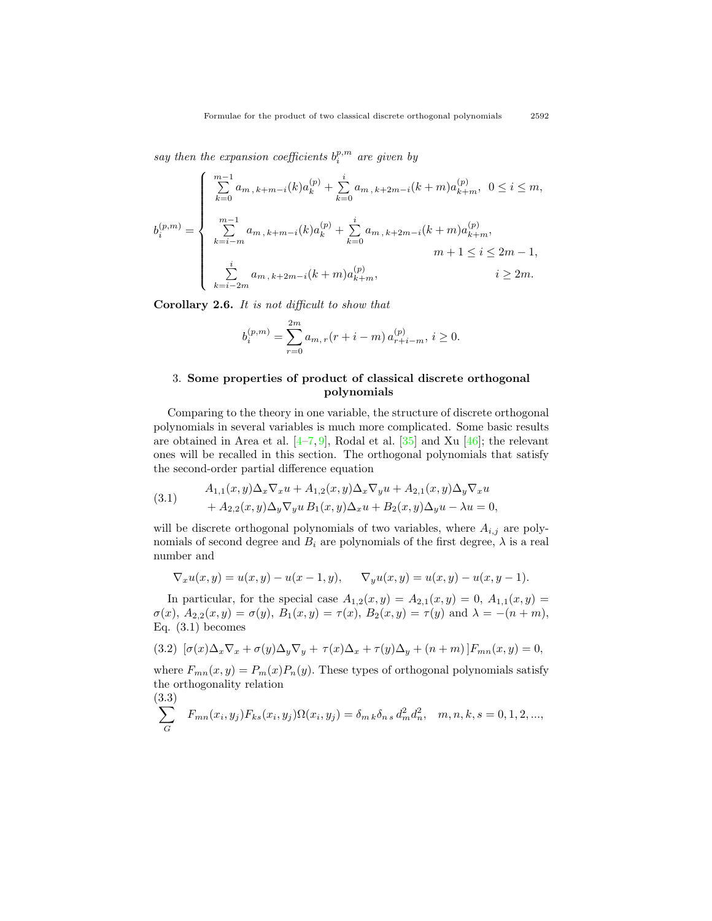*say then the expansion coefficients* $b_i^{p,m}$ *are given by*

$$
b_i^{(p,m)} = \begin{cases} \sum\limits_{k=0}^{m-1} a_{m\,,\,k+m-i}(k) a_k^{(p)} + \sum\limits_{k=0}^{i} a_{m\,,\,k+2m-i}(k+m) a_{k+m}^{(p)}, & 0 \le i \le m, \\[2ex] \sum\limits_{k=i-m}^{m-1} a_{m\,,\,k+m-i}(k) a_k^{(p)} + \sum\limits_{k=0}^{i} a_{m\,,\,k+2m-i}(k+m) a_{k+m}^{(p)}, & \\ & m+1 \le i \le 2m-1, \\[2ex] \sum\limits_{k=i-2m}^{i} a_{m\,,\,k+2m-i}(k+m) a_{k+m}^{(p)}, & i \ge 2m. \end{cases}
$$

**Corollary 2.6.** *It is not difficult to show that*

$$
b_i^{(p,m)} = \sum_{r=0}^{2m} a_{m,\,r}(r+i-m)\, a_{r+i-m}^{(p)},\; i \ge 0.
$$

## 3. Some properties of product of classical discrete orthogonal polynomials

Comparing to the theory in one variable, the structure of discrete orthogonal polynomials in several variables is much more complicated. Some basic results are obtained in Area et al. [4–7, 9], Rodal et al. [35] and Xu [46]; the relevant ones will be recalled in this section. The orthogonal polynomials that satisfy the second-order partial difference equation

$$
\begin{aligned} (3.1) \qquad & A_{1,1}(x,y)\Delta_x\nabla_x u + A_{1,2}(x,y)\Delta_x\nabla_y u + A_{2,1}(x,y)\Delta_y\nabla_x u \\ & + A_{2,2}(x,y)\Delta_y\nabla_y u\, B_1(x,y)\Delta_x u + B_2(x,y)\Delta_y u - \lambda u = 0, \end{aligned}
$$

will be discrete orthogonal polynomials of two variables, where $A_{i,j}$ are polynomials of second degree and $B_i$ are polynomials of the first degree, $\lambda$ is a real number and

$$
\nabla_x u(x,y) = u(x,y) - u(x-1,y), \qquad \nabla_y u(x,y) = u(x,y) - u(x,y-1).
$$

In particular, for the special case $A_{1,2}(x,y) = A_{2,1}(x,y) = 0$, $A_{1,1}(x,y) = \sigma(x)$, $A_{2,2}(x,y) = \sigma(y)$, $B_1(x,y) = \tau(x)$, $B_2(x,y) = \tau(y)$ and $\lambda = -(n+m)$, Eq. (3.1) becomes

$$
(3.2) \quad [\sigma(x)\Delta_x\nabla_x + \sigma(y)\Delta_y\nabla_y + \tau(x)\Delta_x + \tau(y)\Delta_y + (n+m)\,]F_{mn}(x,y) = 0,
$$

where $F_{mn}(x,y) = P_m(x)P_n(y)$. These types of orthogonal polynomials satisfy the orthogonality relation

$$
(3.3) \quad \sum_G F_{mn}(x_i,y_j)F_{ks}(x_i,y_j)\Omega(x_i,y_j) = \delta_{m\,k}\delta_{n\,s}\, d_m^2 d_n^2, \quad m,n,k,s = 0,1,2,...,
$$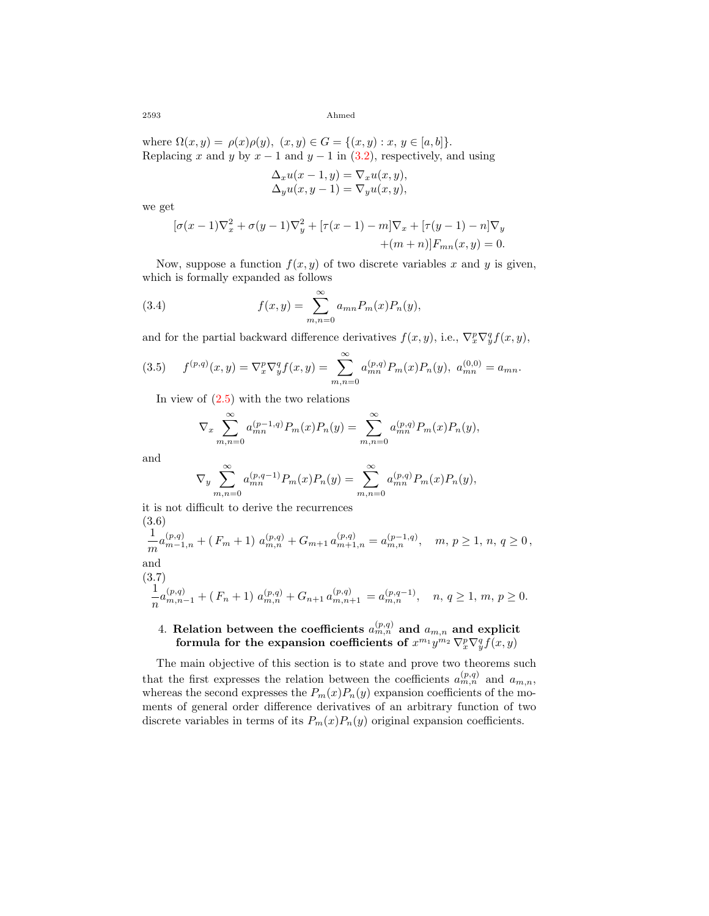where $\Omega(x,y) = \rho(x)\rho(y),\ (x,y) \in G = \{(x,y) : x,\, y \in [a,b]\}$.
Replacing $x$ and $y$ by $x-1$ and $y-1$ in (3.2), respectively, and using

$$\Delta_x u(x-1,y) = \nabla_x u(x,y),$$
$$\Delta_y u(x,y-1) = \nabla_y u(x,y),$$

we get

$$[\sigma(x-1)\nabla_x^2 + \sigma(y-1)\nabla_y^2 + [\tau(x-1) - m]\nabla_x + [\tau(y-1) - n]\nabla_y + (m+n)]F_{mn}(x,y) = 0.$$

Now, suppose a function $f(x,y)$ of two discrete variables $x$ and $y$ is given, which is formally expanded as follows

$$f(x,y) = \sum_{m,n=0}^{\infty} a_{mn} P_m(x) P_n(y), \tag{3.4}$$

and for the partial backward difference derivatives $f(x,y)$, i.e., $\nabla_x^p \nabla_y^q f(x,y)$,

$$f^{(p,q)}(x,y) = \nabla_x^p \nabla_y^q f(x,y) = \sum_{m,n=0}^{\infty} a_{mn}^{(p,q)} P_m(x) P_n(y),\ a_{mn}^{(0,0)} = a_{mn}. \tag{3.5}$$

In view of (2.5) with the two relations

$$\nabla_x \sum_{m,n=0}^{\infty} a_{mn}^{(p-1,q)} P_m(x) P_n(y) = \sum_{m,n=0}^{\infty} a_{mn}^{(p,q)} P_m(x) P_n(y),$$

and

$$\nabla_y \sum_{m,n=0}^{\infty} a_{mn}^{(p,q-1)} P_m(x) P_n(y) = \sum_{m,n=0}^{\infty} a_{mn}^{(p,q)} P_m(x) P_n(y),$$

it is not difficult to derive the recurrences

$$\frac{1}{m} a_{m-1,n}^{(p,q)} + (\,F_m + 1)\ a_{m,n}^{(p,q)} + G_{m+1}\, a_{m+1,n}^{(p,q)} = a_{m,n}^{(p-1,q)}, \quad m,\, p \geq 1,\ n,\ q \geq 0\,, \tag{3.6}$$

and

$$\frac{1}{n} a_{m,n-1}^{(p,q)} + (\,F_n + 1)\ a_{m,n}^{(p,q)} + G_{n+1}\, a_{m,n+1}^{(p,q)} = a_{m,n}^{(p,q-1)}, \quad n,\, q \geq 1,\ m,\, p \geq 0. \tag{3.7}$$

## 4. Relation between the coefficients $a_{m,n}^{(p,q)}$ and $a_{m,n}$ and explicit formula for the expansion coefficients of $x^{m_1} y^{m_2}\, \nabla_x^p \nabla_y^q f(x,y)$

The main objective of this section is to state and prove two theorems such that the first expresses the relation between the coefficients $a_{m,n}^{(p,q)}$ and $a_{m,n}$, whereas the second expresses the $P_m(x)P_n(y)$ expansion coefficients of the moments of general order difference derivatives of an arbitrary function of two discrete variables in terms of its $P_m(x)P_n(y)$ original expansion coefficients.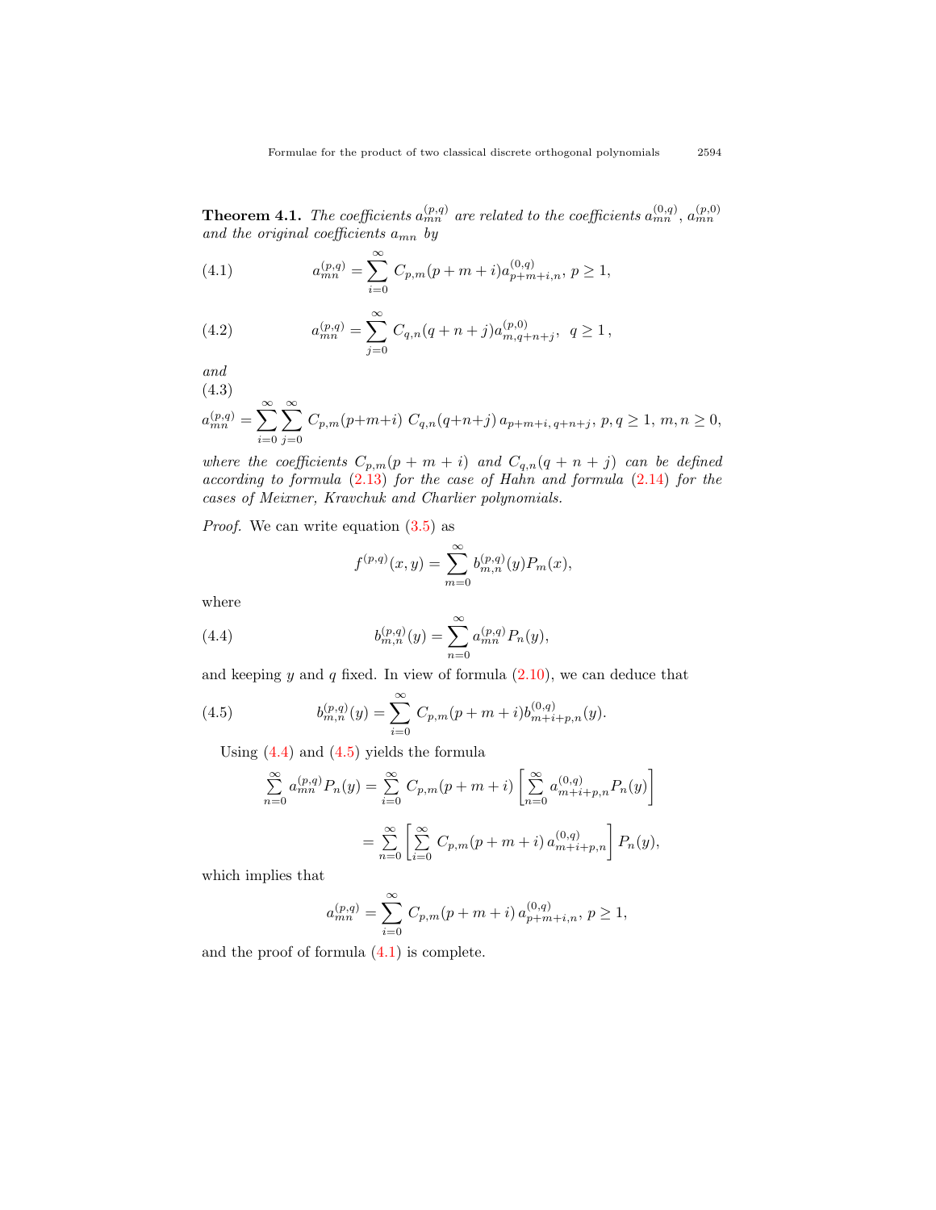**Theorem 4.1.** *The coefficients $a_{mn}^{(p,q)}$ are related to the coefficients $a_{mn}^{(0,q)}$, $a_{mn}^{(p,0)}$ and the original coefficients $a_{mn}$ by*

$$a_{mn}^{(p,q)} = \sum_{i=0}^{\infty} C_{p,m}(p+m+i) a_{p+m+i,n}^{(0,q)},\ p \geq 1, \tag{4.1}$$

$$a_{mn}^{(p,q)} = \sum_{j=0}^{\infty} C_{q,n}(q+n+j) a_{m,q+n+j}^{(p,0)},\ \ q \geq 1\,, \tag{4.2}$$

*and*

$$a_{mn}^{(p,q)} = \sum_{i=0}^{\infty}\sum_{j=0}^{\infty} C_{p,m}(p+m+i)\ C_{q,n}(q+n+j)\, a_{p+m+i,\,q+n+j},\ p,q \geq 1,\ m,n \geq 0, \tag{4.3}$$

*where the coefficients $C_{p,m}(p+m+i)$ and $C_{q,n}(q+n+j)$ can be defined according to formula (2.13) for the case of Hahn and formula (2.14) for the cases of Meixner, Kravchuk and Charlier polynomials.*

*Proof.* We can write equation (3.5) as

$$f^{(p,q)}(x,y) = \sum_{m=0}^{\infty} b_{m,n}^{(p,q)}(y) P_m(x),$$

where

$$b_{m,n}^{(p,q)}(y) = \sum_{n=0}^{\infty} a_{mn}^{(p,q)} P_n(y), \tag{4.4}$$

and keeping $y$ and $q$ fixed. In view of formula (2.10), we can deduce that

$$b_{m,n}^{(p,q)}(y) = \sum_{i=0}^{\infty} C_{p,m}(p+m+i) b_{m+i+p,n}^{(0,q)}(y). \tag{4.5}$$

Using (4.4) and (4.5) yields the formula

$$\sum_{n=0}^{\infty} a_{mn}^{(p,q)} P_n(y) = \sum_{i=0}^{\infty} C_{p,m}(p+m+i) \left[\sum_{n=0}^{\infty} a_{m+i+p,n}^{(0,q)} P_n(y)\right]$$

$$= \sum_{n=0}^{\infty} \left[\sum_{i=0}^{\infty} C_{p,m}(p+m+i)\, a_{m+i+p,n}^{(0,q)}\right] P_n(y),$$

which implies that

$$a_{mn}^{(p,q)} = \sum_{i=0}^{\infty} C_{p,m}(p+m+i)\, a_{p+m+i,n}^{(0,q)},\ p \geq 1,$$

and the proof of formula (4.1) is complete.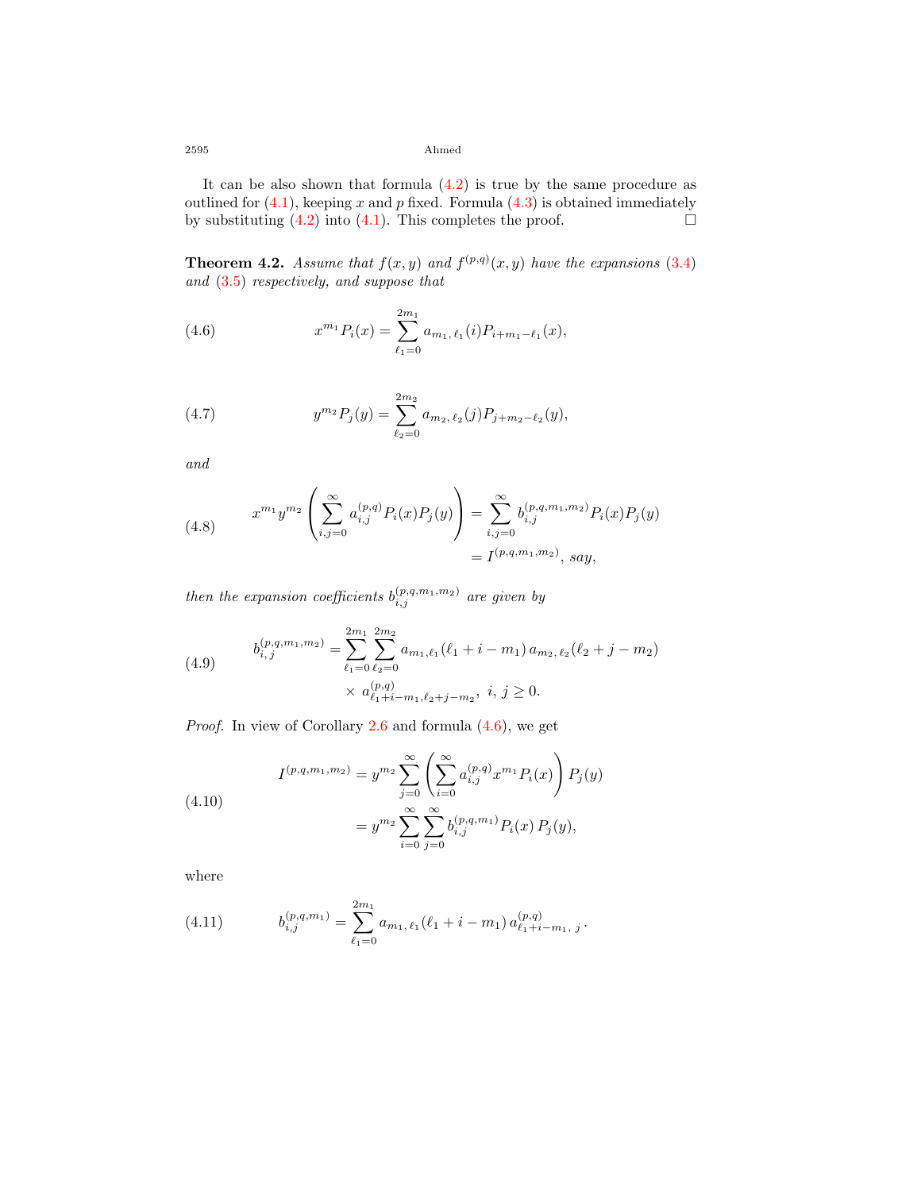It can be also shown that formula (4.2) is true by the same procedure as outlined for (4.1), keeping $x$ and $p$ fixed. Formula (4.3) is obtained immediately by substituting (4.2) into (4.1). This completes the proof. □

**Theorem 4.2.** *Assume that $f(x,y)$ and $f^{(p,q)}(x,y)$ have the expansions (3.4) and (3.5) respectively, and suppose that*

$$x^{m_1} P_i(x) = \sum_{\ell_1=0}^{2m_1} a_{m_1,\,\ell_1}(i) P_{i+m_1-\ell_1}(x), \tag{4.6}$$

$$y^{m_2} P_j(y) = \sum_{\ell_2=0}^{2m_2} a_{m_2,\,\ell_2}(j) P_{j+m_2-\ell_2}(y), \tag{4.7}$$

*and*

$$\begin{aligned} x^{m_1} y^{m_2} \left( \sum_{i,j=0}^{\infty} a_{i,j}^{(p,q)} P_i(x) P_j(y) \right) &= \sum_{i,j=0}^{\infty} b_{i,j}^{(p,q,m_1,m_2)} P_i(x) P_j(y) \\ &= I^{(p,q,m_1,m_2)}, \text{ say,} \end{aligned} \tag{4.8}$$

*then the expansion coefficients $b_{i,j}^{(p,q,m_1,m_2)}$ are given by*

$$\begin{aligned} b_{i,\,j}^{(p,q,m_1,m_2)} = \sum_{\ell_1=0}^{2m_1} \sum_{\ell_2=0}^{2m_2} & a_{m_1,\ell_1}(\ell_1 + i - m_1)\, a_{m_2,\,\ell_2}(\ell_2 + j - m_2) \\ & \times\, a_{\ell_1+i-m_1,\ell_2+j-m_2}^{(p,q)}, \ i,\, j \geq 0. \end{aligned} \tag{4.9}$$

*Proof.* In view of Corollary 2.6 and formula (4.6), we get

$$\begin{aligned} I^{(p,q,m_1,m_2)} &= y^{m_2} \sum_{j=0}^{\infty} \left( \sum_{i=0}^{\infty} a_{i,j}^{(p,q)} x^{m_1} P_i(x) \right) P_j(y) \\ &= y^{m_2} \sum_{i=0}^{\infty} \sum_{j=0}^{\infty} b_{i,j}^{(p,q,m_1)} P_i(x)\, P_j(y), \end{aligned} \tag{4.10}$$

where

$$b_{i,j}^{(p,q,m_1)} = \sum_{\ell_1=0}^{2m_1} a_{m_1,\,\ell_1}(\ell_1 + i - m_1)\, a_{\ell_1+i-m_1,\,j}^{(p,q)}\,. \tag{4.11}$$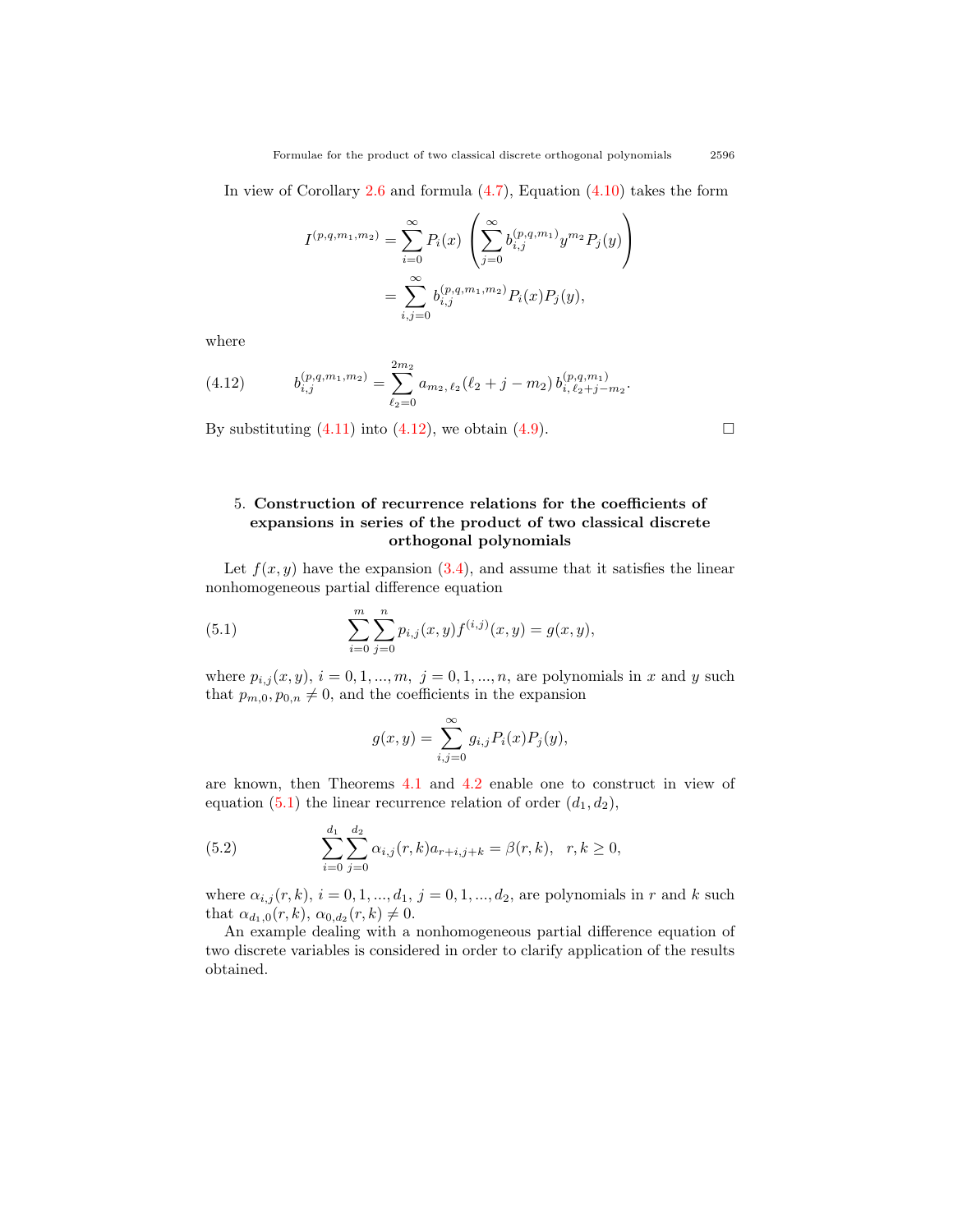In view of Corollary 2.6 and formula (4.7), Equation (4.10) takes the form

$$
\begin{aligned}
I^{(p,q,m_1,m_2)} &= \sum_{i=0}^{\infty} P_i(x) \left( \sum_{j=0}^{\infty} b_{i,j}^{(p,q,m_1)} y^{m_2} P_j(y) \right) \\
&= \sum_{i,j=0}^{\infty} b_{i,j}^{(p,q,m_1,m_2)} P_i(x) P_j(y),
\end{aligned}
$$

where

$$
b_{i,j}^{(p,q,m_1,m_2)} = \sum_{\ell_2=0}^{2m_2} a_{m_2,\,\ell_2}(\ell_2 + j - m_2)\, b_{i,\,\ell_2+j-m_2}^{(p,q,m_1)}. \tag{4.12}
$$

By substituting (4.11) into (4.12), we obtain (4.9). □

## 5. Construction of recurrence relations for the coefficients of expansions in series of the product of two classical discrete orthogonal polynomials

Let $f(x,y)$ have the expansion (3.4), and assume that it satisfies the linear nonhomogeneous partial difference equation

$$
\sum_{i=0}^{m} \sum_{j=0}^{n} p_{i,j}(x,y) f^{(i,j)}(x,y) = g(x,y), \tag{5.1}
$$

where $p_{i,j}(x,y)$, $i = 0,1,...,m$, $j = 0,1,...,n$, are polynomials in $x$ and $y$ such that $p_{m,0}, p_{0,n} \neq 0$, and the coefficients in the expansion

$$
g(x,y) = \sum_{i,j=0}^{\infty} g_{i,j} P_i(x) P_j(y),
$$

are known, then Theorems 4.1 and 4.2 enable one to construct in view of equation (5.1) the linear recurrence relation of order $(d_1, d_2)$,

$$
\sum_{i=0}^{d_1} \sum_{j=0}^{d_2} \alpha_{i,j}(r,k) a_{r+i,j+k} = \beta(r,k), \quad r,k \geq 0, \tag{5.2}
$$

where $\alpha_{i,j}(r,k)$, $i = 0,1,...,d_1$, $j = 0,1,...,d_2$, are polynomials in $r$ and $k$ such that $\alpha_{d_1,0}(r,k)$, $\alpha_{0,d_2}(r,k) \neq 0$.

An example dealing with a nonhomogeneous partial difference equation of two discrete variables is considered in order to clarify application of the results obtained.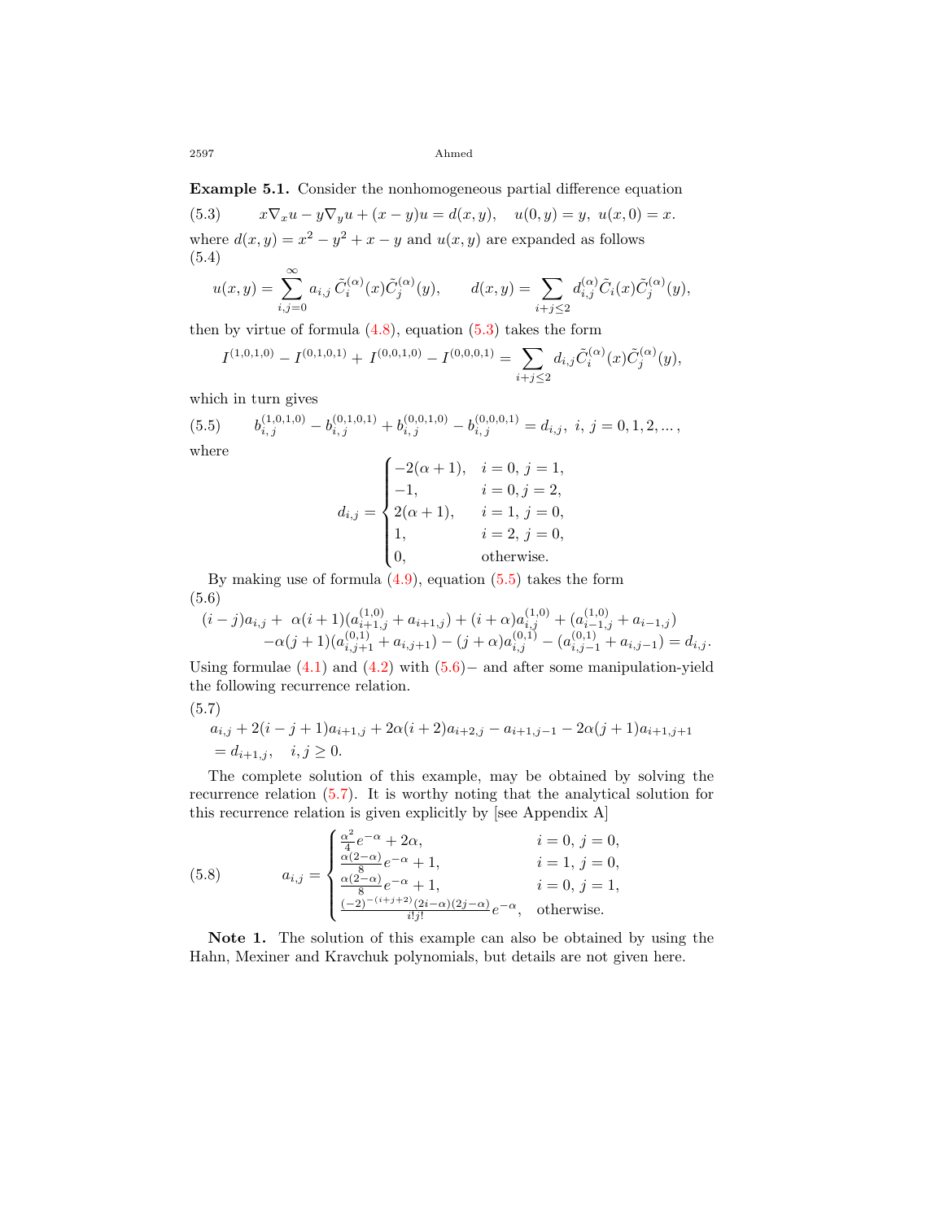**Example 5.1.** Consider the nonhomogeneous partial difference equation

$$x\nabla_x u - y\nabla_y u + (x-y)u = d(x,y), \quad u(0,y) = y,\ u(x,0) = x. \tag{5.3}$$

where $d(x,y) = x^2 - y^2 + x - y$ and $u(x,y)$ are expanded as follows

$$u(x,y) = \sum_{i,j=0}^{\infty} a_{i,j}\, \tilde{C}_i^{(\alpha)}(x)\tilde{C}_j^{(\alpha)}(y), \qquad d(x,y) = \sum_{i+j\le 2} d_{i,j}^{(\alpha)} \tilde{C}_i(x)\tilde{C}_j^{(\alpha)}(y), \tag{5.4}$$

then by virtue of formula (4.8), equation (5.3) takes the form

$$I^{(1,0,1,0)} - I^{(0,1,0,1)} + I^{(0,0,1,0)} - I^{(0,0,0,1)} = \sum_{i+j\le 2} d_{i,j}\tilde{C}_i^{(\alpha)}(x)\tilde{C}_j^{(\alpha)}(y),$$

which in turn gives

$$b_{i,j}^{(1,0,1,0)} - b_{i,j}^{(0,1,0,1)} + b_{i,j}^{(0,0,1,0)} - b_{i,j}^{(0,0,0,1)} = d_{i,j},\ i,\ j = 0,1,2,\dots, \tag{5.5}$$

where

$$d_{i,j} = \begin{cases} -2(\alpha+1), & i=0,\ j=1, \\ -1, & i=0, j=2, \\ 2(\alpha+1), & i=1,\ j=0, \\ 1, & i=2,\ j=0, \\ 0, & \text{otherwise.} \end{cases}$$

By making use of formula (4.9), equation (5.5) takes the form

$$\begin{aligned}(i-j)a_{i,j} + \ &\alpha(i+1)(a_{i+1,j}^{(1,0)} + a_{i+1,j}) + (i+\alpha)a_{i,j}^{(1,0)} + (a_{i-1,j}^{(1,0)} + a_{i-1,j}) \\ &-\alpha(j+1)(a_{i,j+1}^{(0,1)} + a_{i,j+1}) - (j+\alpha)a_{i,j}^{(0,1)} - (a_{i,j-1}^{(0,1)} + a_{i,j-1}) = d_{i,j}.\end{aligned} \tag{5.6}$$

Using formulae (4.1) and (4.2) with (5.6)− and after some manipulation-yield the following recurrence relation.

$$\begin{aligned}&a_{i,j} + 2(i-j+1)a_{i+1,j} + 2\alpha(i+2)a_{i+2,j} - a_{i+1,j-1} - 2\alpha(j+1)a_{i+1,j+1} \\ &= d_{i+1,j}, \quad i,j \ge 0.\end{aligned} \tag{5.7}$$

The complete solution of this example, may be obtained by solving the recurrence relation (5.7). It is worthy noting that the analytical solution for this recurrence relation is given explicitly by [see Appendix A]

$$a_{i,j} = \begin{cases} \frac{\alpha^2}{4}e^{-\alpha} + 2\alpha, & i=0,\ j=0, \\ \frac{\alpha(2-\alpha)}{8}e^{-\alpha} + 1, & i=1,\ j=0, \\ \frac{\alpha(2-\alpha)}{8}e^{-\alpha} + 1, & i=0,\ j=1, \\ \frac{(-2)^{-(i+j+2)}(2i-\alpha)(2j-\alpha)}{i!j!}e^{-\alpha}, & \text{otherwise.} \end{cases} \tag{5.8}$$

**Note 1.** The solution of this example can also be obtained by using the Hahn, Mexiner and Kravchuk polynomials, but details are not given here.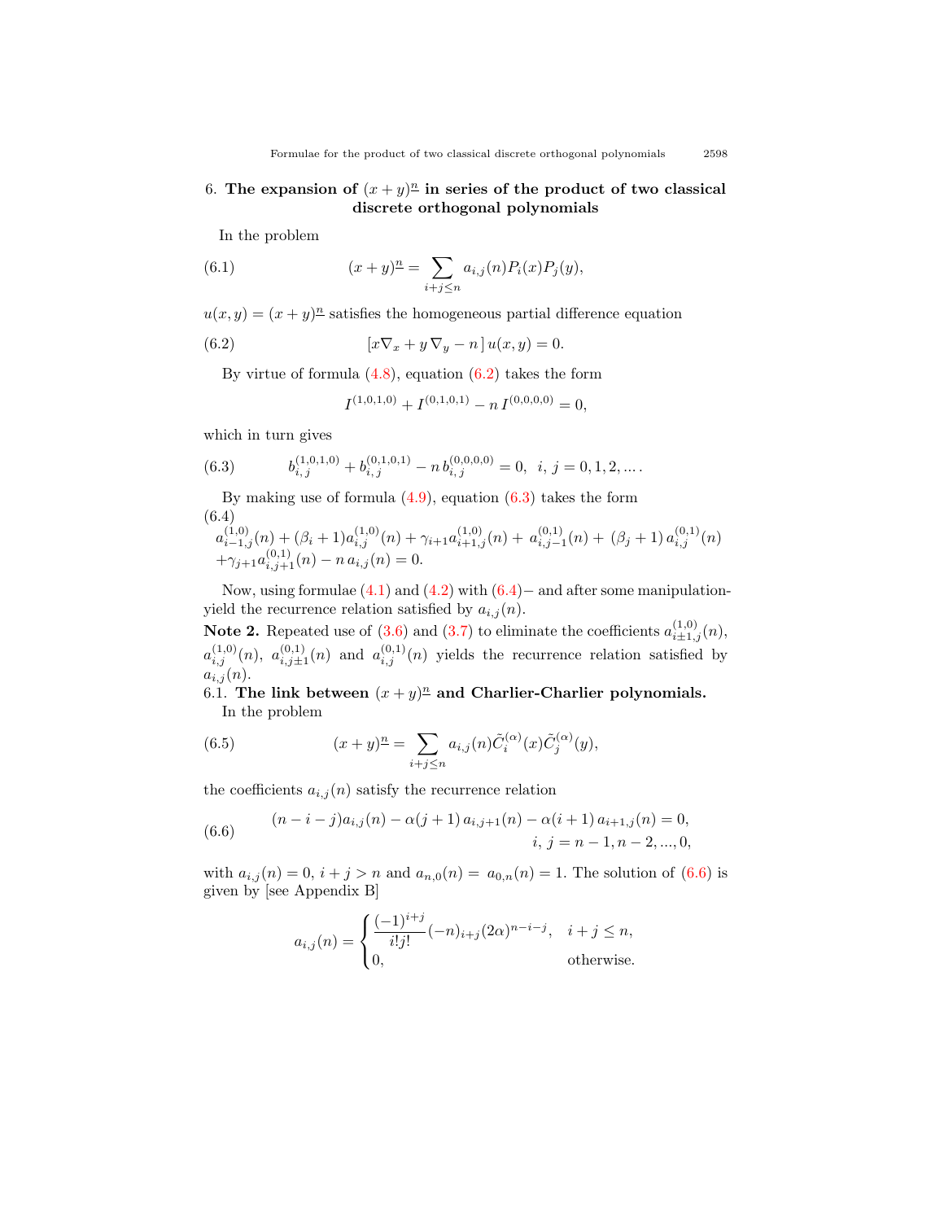## 6. The expansion of $(x+y)^{\underline{n}}$ in series of the product of two classical discrete orthogonal polynomials

In the problem

$$(x+y)^{\underline{n}} = \sum_{i+j\le n} a_{i,j}(n) P_i(x) P_j(y), \tag{6.1}$$

$u(x,y) = (x+y)^{\underline{n}}$ satisfies the homogeneous partial difference equation

$$[x\nabla_x + y\,\nabla_y - n\,]\, u(x,y) = 0. \tag{6.2}$$

By virtue of formula (4.8), equation (6.2) takes the form

$$I^{(1,0,1,0)} + I^{(0,1,0,1)} - n\, I^{(0,0,0,0)} = 0,$$

which in turn gives

$$b_{i,\,j}^{(1,0,1,0)} + b_{i,\,j}^{(0,1,0,1)} - n\, b_{i,\,j}^{(0,0,0,0)} = 0, \ \ i,\, j = 0,1,2,\ldots. \tag{6.3}$$

By making use of formula (4.9), equation (6.3) takes the form

$$a_{i-1,j}^{(1,0)}(n) + (\beta_i+1) a_{i,j}^{(1,0)}(n) + \gamma_{i+1} a_{i+1,j}^{(1,0)}(n) + \, a_{i,j-1}^{(0,1)}(n) + \,(\beta_j+1)\, a_{i,j}^{(0,1)}(n) + \gamma_{j+1} a_{i,j+1}^{(0,1)}(n) - n\, a_{i,j}(n) = 0. \tag{6.4}$$

Now, using formulae (4.1) and (4.2) with (6.4)− and after some manipulation-yield the recurrence relation satisfied by $a_{i,j}(n)$.

**Note 2.** Repeated use of (3.6) and (3.7) to eliminate the coefficients $a_{i\pm1,j}^{(1,0)}(n)$, $a_{i,j}^{(1,0)}(n)$, $a_{i,j\pm1}^{(0,1)}(n)$ and $a_{i,j}^{(0,1)}(n)$ yields the recurrence relation satisfied by $a_{i,j}(n)$.

### 6.1. The link between $(x+y)^{\underline{n}}$ and Charlier-Charlier polynomials.

In the problem

$$(x+y)^{\underline{n}} = \sum_{i+j\le n} a_{i,j}(n) \tilde{C}_i^{(\alpha)}(x) \tilde{C}_j^{(\alpha)}(y), \tag{6.5}$$

the coefficients $a_{i,j}(n)$ satisfy the recurrence relation

$$(n-i-j) a_{i,j}(n) - \alpha(j+1)\, a_{i,j+1}(n) - \alpha(i+1)\, a_{i+1,j}(n) = 0, \quad i,\, j = n-1, n-2, \ldots, 0, \tag{6.6}$$

with $a_{i,j}(n) = 0$, $i+j>n$ and $a_{n,0}(n) = \, a_{0,n}(n) = 1$. The solution of (6.6) is given by [see Appendix B]

$$a_{i,j}(n) = \begin{cases} \dfrac{(-1)^{i+j}}{i!j!}(-n)_{i+j}(2\alpha)^{n-i-j}, & i+j\le n, \\ 0, & \text{otherwise.} \end{cases}$$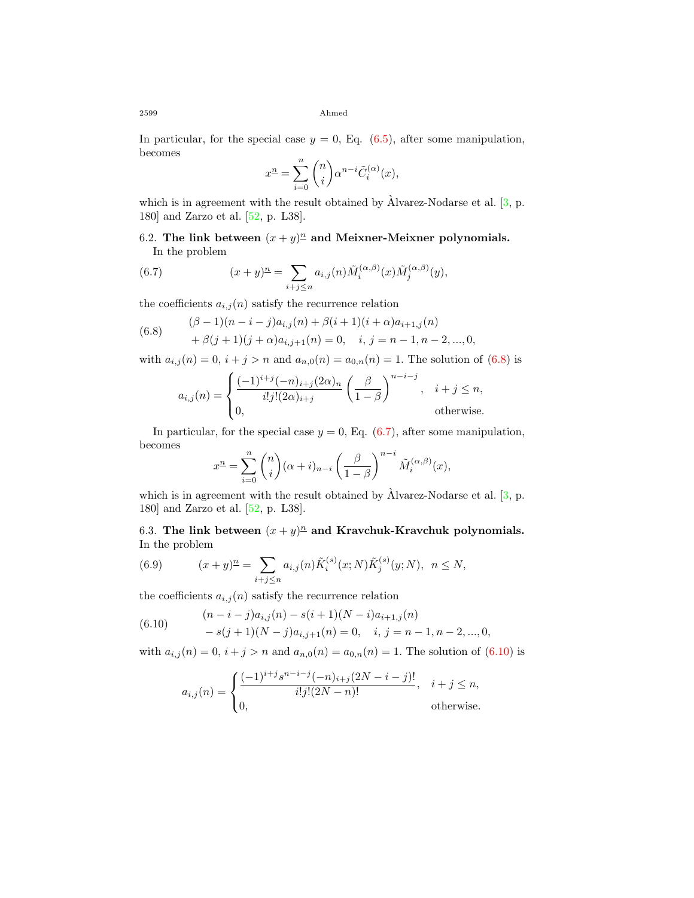In particular, for the special case $y = 0$, Eq. (6.5), after some manipulation, becomes

$$x^{\underline{n}} = \sum_{i=0}^{n} \binom{n}{i} \alpha^{n-i} \tilde{C}_i^{(\alpha)}(x),$$

which is in agreement with the result obtained by Àlvarez-Nodarse et al. [3, p. 180] and Zarzo et al. [52, p. L38].

### 6.2. The link between $(x+y)^{\underline{n}}$ and Meixner-Meixner polynomials.

In the problem

$$(x+y)^{\underline{n}} = \sum_{i+j \leq n} a_{i,j}(n) \tilde{M}_i^{(\alpha,\beta)}(x) \tilde{M}_j^{(\alpha,\beta)}(y), \tag{6.7}$$

the coefficients $a_{i,j}(n)$ satisfy the recurrence relation

$$\begin{aligned} &(\beta - 1)(n-i-j)a_{i,j}(n) + \beta(i+1)(i+\alpha)a_{i+1,j}(n) \\ &+ \beta(j+1)(j+\alpha)a_{i,j+1}(n) = 0, \quad i,\, j = n-1, n-2, ..., 0, \end{aligned} \tag{6.8}$$

with $a_{i,j}(n) = 0$, $i+j > n$ and $a_{n,0}(n) = a_{0,n}(n) = 1$. The solution of (6.8) is

$$a_{i,j}(n) = \begin{cases} \dfrac{(-1)^{i+j}(-n)_{i+j}(2\alpha)_n}{i!j!(2\alpha)_{i+j}} \left(\dfrac{\beta}{1-\beta}\right)^{n-i-j}, & i+j \leq n, \\ 0, & \text{otherwise.} \end{cases}$$

In particular, for the special case $y = 0$, Eq. (6.7), after some manipulation, becomes

$$x^{\underline{n}} = \sum_{i=0}^{n} \binom{n}{i} (\alpha + i)_{n-i} \left(\frac{\beta}{1-\beta}\right)^{n-i} \tilde{M}_i^{(\alpha,\beta)}(x),$$

which is in agreement with the result obtained by Àlvarez-Nodarse et al. [3, p. 180] and Zarzo et al. [52, p. L38].

### 6.3. The link between $(x+y)^{\underline{n}}$ and Kravchuk-Kravchuk polynomials.

In the problem

$$(x+y)^{\underline{n}} = \sum_{i+j \leq n} a_{i,j}(n) \tilde{K}_i^{(s)}(x;N) \tilde{K}_j^{(s)}(y;N), \;\; n \leq N, \tag{6.9}$$

the coefficients $a_{i,j}(n)$ satisfy the recurrence relation

$$\begin{aligned} &(n-i-j)a_{i,j}(n) - s(i+1)(N-i)a_{i+1,j}(n) \\ &- s(j+1)(N-j)a_{i,j+1}(n) = 0, \quad i,\, j = n-1, n-2, ..., 0, \end{aligned} \tag{6.10}$$

with $a_{i,j}(n) = 0$, $i+j > n$ and $a_{n,0}(n) = a_{0,n}(n) = 1$. The solution of (6.10) is

$$a_{i,j}(n) = \begin{cases} \dfrac{(-1)^{i+j} s^{n-i-j} (-n)_{i+j} (2N-i-j)!}{i!j!(2N-n)!}, & i+j \leq n, \\ 0, & \text{otherwise.} \end{cases}$$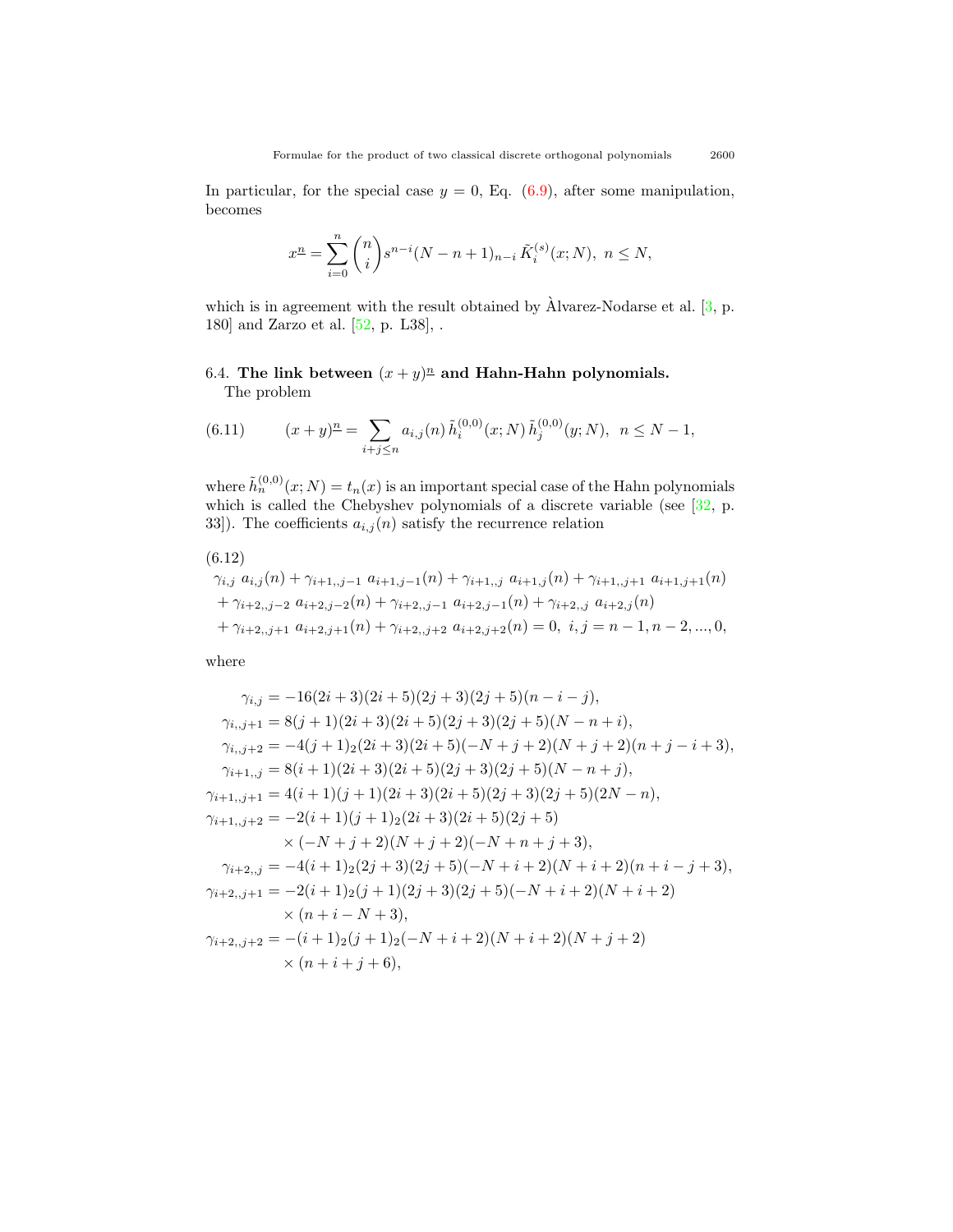In particular, for the special case $y = 0$, Eq. (6.9), after some manipulation, becomes

$$x^{\underline{n}} = \sum_{i=0}^{n} \binom{n}{i} s^{n-i} (N-n+1)_{n-i}\, \tilde{K}_i^{(s)}(x; N), \ n \leq N,$$

which is in agreement with the result obtained by Àlvarez-Nodarse et al. [3, p. 180] and Zarzo et al. [52, p. L38], .

### 6.4. The link between $(x+y)^{\underline{n}}$ and Hahn-Hahn polynomials.

The problem

$$(x+y)^{\underline{n}} = \sum_{i+j \leq n} a_{i,j}(n)\, \tilde{h}_i^{(0,0)}(x; N)\, \tilde{h}_j^{(0,0)}(y; N), \ \ n \leq N-1, \tag{6.11}$$

where $\tilde{h}_n^{(0,0)}(x; N) = t_n(x)$ is an important special case of the Hahn polynomials which is called the Chebyshev polynomials of a discrete variable (see [32, p. 33]). The coefficients $a_{i,j}(n)$ satisfy the recurrence relation

(6.12)

$$\begin{aligned}
&\gamma_{i,j}\ a_{i,j}(n) + \gamma_{i+1,,j-1}\ a_{i+1,j-1}(n) + \gamma_{i+1,,j}\ a_{i+1,j}(n) + \gamma_{i+1,,j+1}\ a_{i+1,j+1}(n) \\
&+ \gamma_{i+2,,j-2}\ a_{i+2,j-2}(n) + \gamma_{i+2,,j-1}\ a_{i+2,j-1}(n) + \gamma_{i+2,,j}\ a_{i+2,j}(n) \\
&+ \gamma_{i+2,,j+1}\ a_{i+2,j+1}(n) + \gamma_{i+2,,j+2}\ a_{i+2,j+2}(n) = 0, \ \ i,j = n-1, n-2, ..., 0,
\end{aligned}$$

where

$$\begin{aligned}
\gamma_{i,j} &= -16(2i+3)(2i+5)(2j+3)(2j+5)(n-i-j), \\
\gamma_{i,,j+1} &= 8(j+1)(2i+3)(2i+5)(2j+3)(2j+5)(N-n+i), \\
\gamma_{i,,j+2} &= -4(j+1)_2(2i+3)(2i+5)(-N+j+2)(N+j+2)(n+j-i+3), \\
\gamma_{i+1,,j} &= 8(i+1)(2i+3)(2i+5)(2j+3)(2j+5)(N-n+j), \\
\gamma_{i+1,,j+1} &= 4(i+1)(j+1)(2i+3)(2i+5)(2j+3)(2j+5)(2N-n), \\
\gamma_{i+1,,j+2} &= -2(i+1)(j+1)_2(2i+3)(2i+5)(2j+5) \\
&\quad \times (-N+j+2)(N+j+2)(-N+n+j+3), \\
\gamma_{i+2,,j} &= -4(i+1)_2(2j+3)(2j+5)(-N+i+2)(N+i+2)(n+i-j+3), \\
\gamma_{i+2,,j+1} &= -2(i+1)_2(j+1)(2j+3)(2j+5)(-N+i+2)(N+i+2) \\
&\quad \times (n+i-N+3), \\
\gamma_{i+2,,j+2} &= -(i+1)_2(j+1)_2(-N+i+2)(N+i+2)(N+j+2) \\
&\quad \times (n+i+j+6),
\end{aligned}$$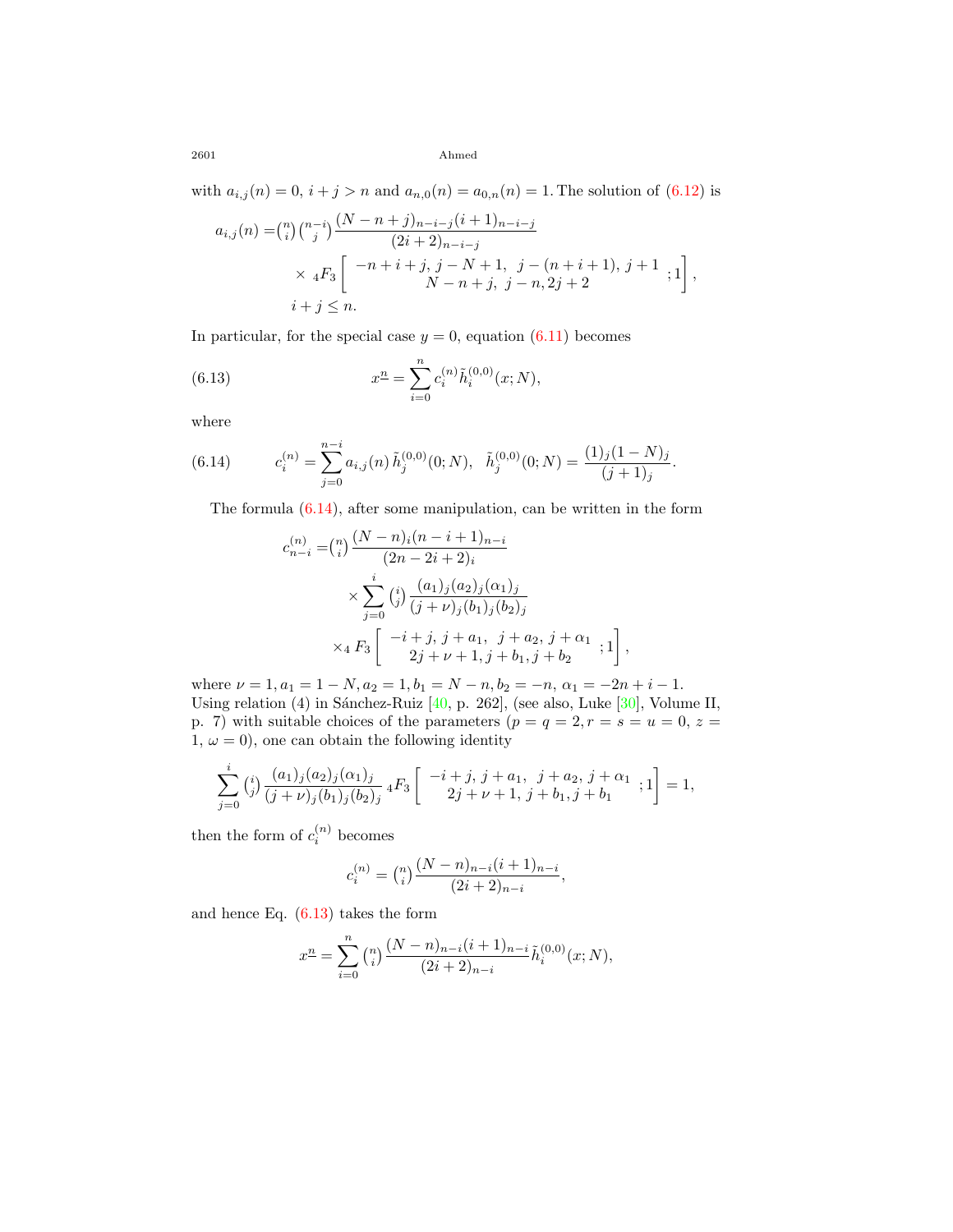with $a_{i,j}(n) = 0,\ i + j > n$ and $a_{n,0}(n) = a_{0,n}(n) = 1$. The solution of (6.12) is

$$
\begin{aligned}
a_{i,j}(n) =& \binom{n}{i}\binom{n-i}{j} \frac{(N-n+j)_{n-i-j}(i+1)_{n-i-j}}{(2i+2)_{n-i-j}} \\
&\times\ {}_4F_3\left[\begin{array}{c} -n+i+j,\ j-N+1,\ \ j-(n+i+1),\ j+1 \\ N-n+j,\ j-n, 2j+2 \end{array};1\right], \\
& i+j \le n.
\end{aligned}
$$

In particular, for the special case $y = 0$, equation (6.11) becomes

$$
x^{\underline{n}} = \sum_{i=0}^{n} c_i^{(n)} \tilde{h}_i^{(0,0)}(x; N), \tag{6.13}
$$

where

$$
c_i^{(n)} = \sum_{j=0}^{n-i} a_{i,j}(n)\, \tilde{h}_j^{(0,0)}(0; N), \quad \tilde{h}_j^{(0,0)}(0; N) = \frac{(1)_j (1-N)_j}{(j+1)_j}. \tag{6.14}
$$

The formula (6.14), after some manipulation, can be written in the form

$$
\begin{aligned}
c_{n-i}^{(n)} =& \binom{n}{i} \frac{(N-n)_i (n-i+1)_{n-i}}{(2n-2i+2)_i} \\
&\times \sum_{j=0}^{i} \binom{i}{j} \frac{(a_1)_j (a_2)_j (\alpha_1)_j}{(j+\nu)_j (b_1)_j (b_2)_j} \\
&\times {}_4F_3\left[\begin{array}{c} -i+j,\ j+a_1,\ \ j+a_2,\ j+\alpha_1 \\ 2j+\nu+1, j+b_1, j+b_2 \end{array};1\right],
\end{aligned}
$$

where $\nu = 1, a_1 = 1-N, a_2 = 1, b_1 = N-n, b_2 = -n,\ \alpha_1 = -2n+i-1$. Using relation (4) in Sánchez-Ruiz [40, p. 262], (see also, Luke [30], Volume II, p. 7) with suitable choices of the parameters ($p = q = 2, r = s = u = 0,\ z = 1,\ \omega = 0$), one can obtain the following identity

$$
\sum_{j=0}^{i} \binom{i}{j} \frac{(a_1)_j (a_2)_j (\alpha_1)_j}{(j+\nu)_j (b_1)_j (b_2)_j} {}_4F_3\left[\begin{array}{c} -i+j,\ j+a_1,\ \ j+a_2,\ j+\alpha_1 \\ 2j+\nu+1,\ j+b_1, j+b_1 \end{array};1\right] = 1,
$$

then the form of $c_i^{(n)}$ becomes

$$
c_i^{(n)} = \binom{n}{i} \frac{(N-n)_{n-i}(i+1)_{n-i}}{(2i+2)_{n-i}},
$$

and hence Eq. (6.13) takes the form

$$
x^{\underline{n}} = \sum_{i=0}^{n} \binom{n}{i} \frac{(N-n)_{n-i}(i+1)_{n-i}}{(2i+2)_{n-i}} \tilde{h}_i^{(0,0)}(x; N),
$$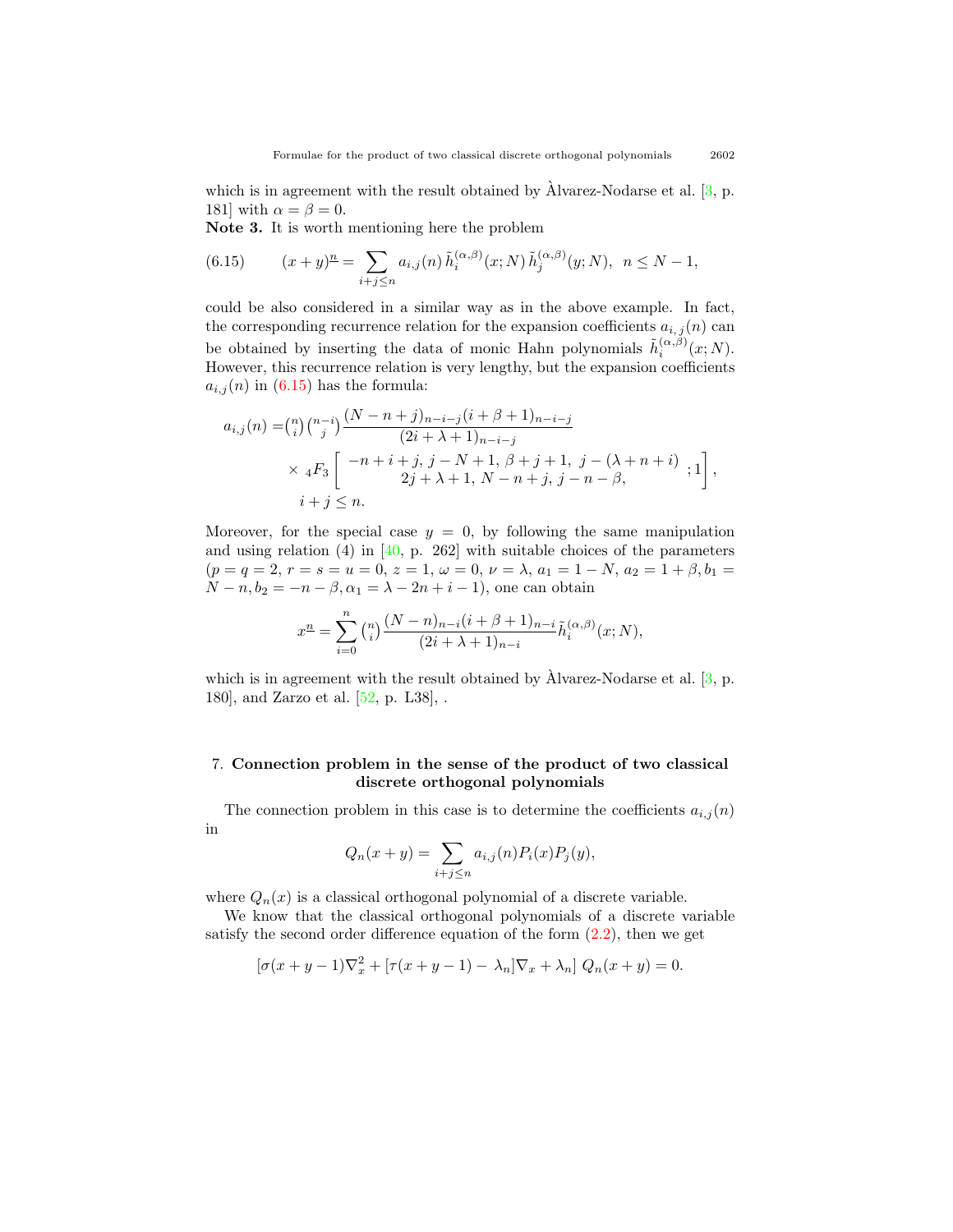which is in agreement with the result obtained by Àlvarez-Nodarse et al. [3, p. 181] with $\alpha = \beta = 0$.

**Note 3.** It is worth mentioning here the problem

$$(x+y)^{\underline{n}} = \sum_{i+j \leq n} a_{i,j}(n)\, \tilde{h}_i^{(\alpha,\beta)}(x;N)\, \tilde{h}_j^{(\alpha,\beta)}(y;N), \;\; n \leq N-1, \tag{6.15}$$

could be also considered in a similar way as in the above example. In fact, the corresponding recurrence relation for the expansion coefficients $a_{i,\,j}(n)$ can be obtained by inserting the data of monic Hahn polynomials $\tilde{h}_i^{(\alpha,\beta)}(x;N)$. However, this recurrence relation is very lengthy, but the expansion coefficients $a_{i,j}(n)$ in (6.15) has the formula:

$$\begin{aligned} a_{i,j}(n) =& \binom{n}{i}\binom{n-i}{j} \frac{(N-n+j)_{n-i-j}(i+\beta+1)_{n-i-j}}{(2i+\lambda+1)_{n-i-j}} \\ & \times\, {}_4F_3\left[\begin{array}{c} -n+i+j,\, j-N+1,\, \beta+j+1,\; j-(\lambda+n+i) \\ 2j+\lambda+1,\, N-n+j,\, j-n-\beta, \end{array};1\right], \\ & i+j \leq n. \end{aligned}$$

Moreover, for the special case $y = 0$, by following the same manipulation and using relation (4) in [40, p. 262] with suitable choices of the parameters ($p = q = 2$, $r = s = u = 0$, $z = 1$, $\omega = 0$, $\nu = \lambda$, $a_1 = 1-N$, $a_2 = 1+\beta, b_1 = N-n, b_2 = -n-\beta, \alpha_1 = \lambda - 2n + i - 1$), one can obtain

$$x^{\underline{n}} = \sum_{i=0}^{n} \binom{n}{i} \frac{(N-n)_{n-i}(i+\beta+1)_{n-i}}{(2i+\lambda+1)_{n-i}} \tilde{h}_i^{(\alpha,\beta)}(x;N),$$

which is in agreement with the result obtained by Àlvarez-Nodarse et al. [3, p. 180], and Zarzo et al. [52, p. L38], .

## 7. Connection problem in the sense of the product of two classical discrete orthogonal polynomials

The connection problem in this case is to determine the coefficients $a_{i,j}(n)$ in

$$Q_n(x+y) = \sum_{i+j \leq n} a_{i,j}(n) P_i(x) P_j(y),$$

where $Q_n(x)$ is a classical orthogonal polynomial of a discrete variable.

We know that the classical orthogonal polynomials of a discrete variable satisfy the second order difference equation of the form (2.2), then we get

$$[\sigma(x+y-1)\nabla_x^2 + [\tau(x+y-1) - \lambda_n]\nabla_x + \lambda_n]\; Q_n(x+y) = 0.$$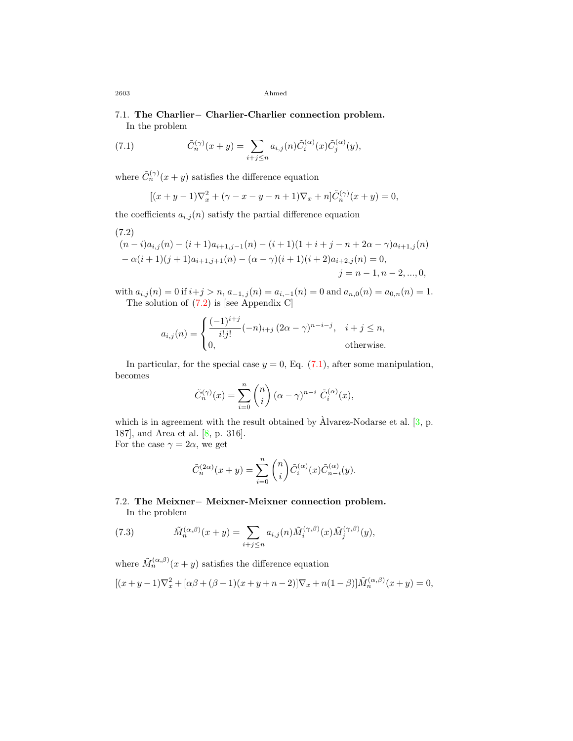7.1. **The Charlier− Charlier-Charlier connection problem.**

In the problem

$$\tilde{C}_n^{(\gamma)}(x+y) = \sum_{i+j\leq n} a_{i,j}(n)\tilde{C}_i^{(\alpha)}(x)\tilde{C}_j^{(\alpha)}(y), \tag{7.1}$$

where $\tilde{C}_n^{(\gamma)}(x+y)$ satisfies the difference equation

$$[(x+y-1)\nabla_x^2 + (\gamma - x - y - n + 1)\nabla_x + n]\tilde{C}_n^{(\gamma)}(x+y) = 0,$$

the coefficients $a_{i,j}(n)$ satisfy the partial difference equation

$$\begin{aligned}
&(n-i)a_{i,j}(n) - (i+1)a_{i+1,j-1}(n) - (i+1)(1+i+j-n+2\alpha-\gamma)a_{i+1,j}(n)\\
&- \alpha(i+1)(j+1)a_{i+1,j+1}(n) - (\alpha-\gamma)(i+1)(i+2)a_{i+2,j}(n) = 0,\\
&\qquad\qquad\qquad\qquad\qquad\qquad\qquad\qquad j = n-1, n-2, ..., 0,
\end{aligned} \tag{7.2}$$

with $a_{i,j}(n) = 0$ if $i+j > n$, $a_{-1,j}(n) = a_{i,-1}(n) = 0$ and $a_{n,0}(n) = a_{0,n}(n) = 1$.

The solution of (7.2) is [see Appendix C]

$$a_{i,j}(n) = \begin{cases} \dfrac{(-1)^{i+j}}{i!j!}(-n)_{i+j}\,(2\alpha-\gamma)^{n-i-j}, & i+j \leq n,\\ 0, & \text{otherwise.}\end{cases}$$

In particular, for the special case $y = 0$, Eq. (7.1), after some manipulation, becomes

$$\tilde{C}_n^{(\gamma)}(x) = \sum_{i=0}^{n} \binom{n}{i}\,(\alpha-\gamma)^{n-i}\;\tilde{C}_i^{(\alpha)}(x),$$

which is in agreement with the result obtained by Àlvarez-Nodarse et al. [3, p. 187], and Area et al. [8, p. 316].

For the case $\gamma = 2\alpha$, we get

$$\tilde{C}_n^{(2\alpha)}(x+y) = \sum_{i=0}^{n} \binom{n}{i}\tilde{C}_i^{(\alpha)}(x)\tilde{C}_{n-i}^{(\alpha)}(y).$$

7.2. **The Meixner− Meixner-Meixner connection problem.**

In the problem

$$\tilde{M}_n^{(\alpha,\beta)}(x+y) = \sum_{i+j\leq n} a_{i,j}(n)\tilde{M}_i^{(\gamma,\beta)}(x)\tilde{M}_j^{(\gamma,\beta)}(y), \tag{7.3}$$

where $\tilde{M}_n^{(\alpha,\beta)}(x+y)$ satisfies the difference equation

$$[(x+y-1)\nabla_x^2 + [\alpha\beta + (\beta-1)(x+y+n-2)]\nabla_x + n(1-\beta)]\tilde{M}_n^{(\alpha,\beta)}(x+y) = 0,$$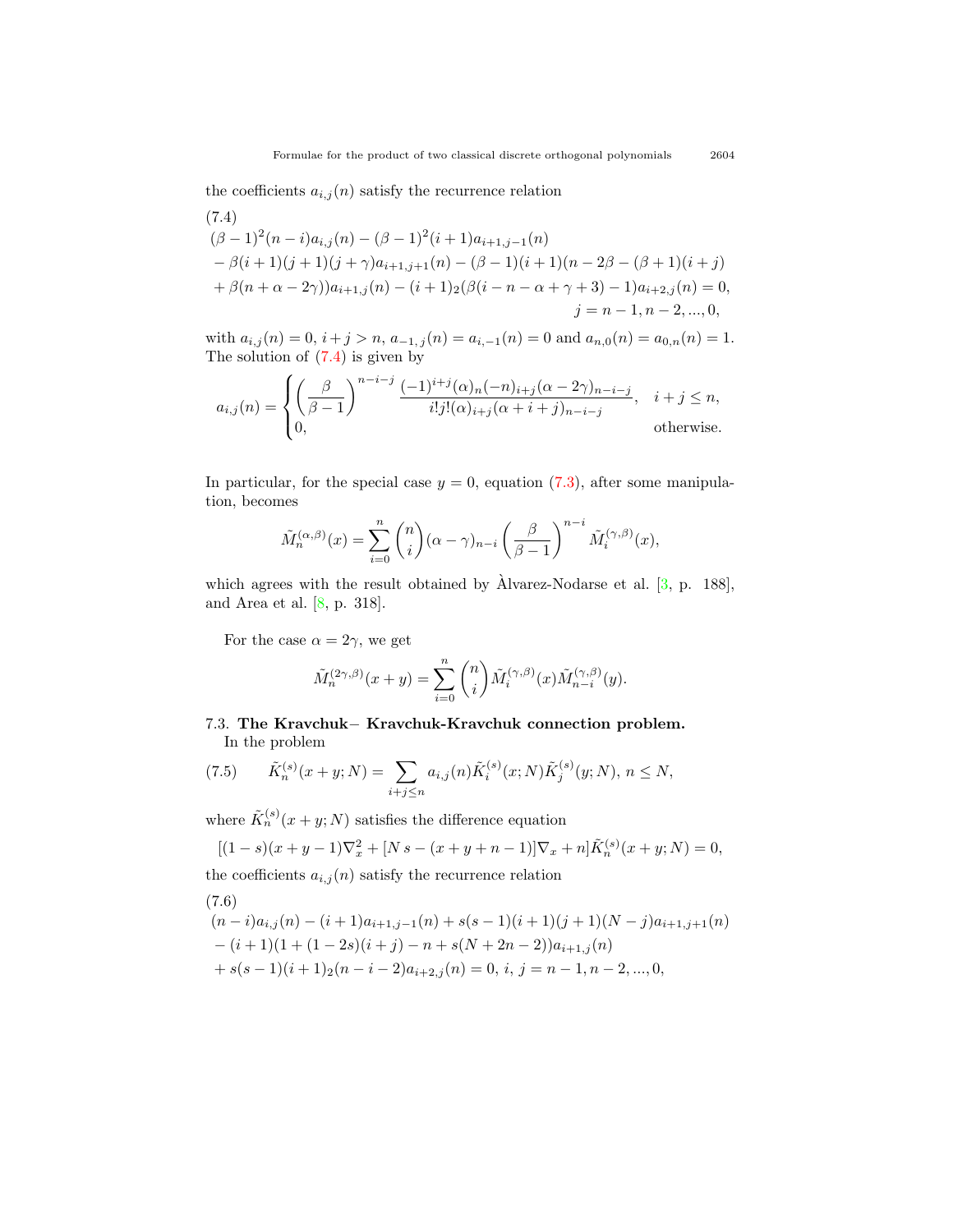the coefficients $a_{i,j}(n)$ satisfy the recurrence relation

(7.4)

$$
\begin{aligned}
&(\beta-1)^2(n-i)a_{i,j}(n) - (\beta-1)^2(i+1)a_{i+1,j-1}(n) \\
&- \beta(i+1)(j+1)(j+\gamma)a_{i+1,j+1}(n) - (\beta-1)(i+1)(n-2\beta-(\beta+1)(i+j) \\
&+ \beta(n+\alpha-2\gamma))a_{i+1,j}(n) - (i+1)_2(\beta(i-n-\alpha+\gamma+3)-1)a_{i+2,j}(n) = 0, \\
&\qquad\qquad\qquad\qquad\qquad\qquad\qquad\qquad\qquad\qquad j = n-1, n-2, ..., 0,
\end{aligned}
$$

with $a_{i,j}(n) = 0$, $i+j > n$, $a_{-1,j}(n) = a_{i,-1}(n) = 0$ and $a_{n,0}(n) = a_{0,n}(n) = 1$. The solution of (7.4) is given by

$$
a_{i,j}(n) = \begin{cases} \left(\dfrac{\beta}{\beta-1}\right)^{n-i-j} \dfrac{(-1)^{i+j}(\alpha)_n(-n)_{i+j}(\alpha-2\gamma)_{n-i-j}}{i!j!(\alpha)_{i+j}(\alpha+i+j)_{n-i-j}}, & i+j \le n, \\ 0, & \text{otherwise.} \end{cases}
$$

In particular, for the special case $y = 0$, equation (7.3), after some manipulation, becomes

$$
\tilde{M}_n^{(\alpha,\beta)}(x) = \sum_{i=0}^{n} \binom{n}{i} (\alpha-\gamma)_{n-i} \left(\frac{\beta}{\beta-1}\right)^{n-i} \tilde{M}_i^{(\gamma,\beta)}(x),
$$

which agrees with the result obtained by Àlvarez-Nodarse et al. [3, p. 188], and Area et al. [8, p. 318].

For the case $\alpha = 2\gamma$, we get

$$
\tilde{M}_n^{(2\gamma,\beta)}(x+y) = \sum_{i=0}^{n} \binom{n}{i} \tilde{M}_i^{(\gamma,\beta)}(x) \tilde{M}_{n-i}^{(\gamma,\beta)}(y).
$$

7.3. **The Kravchuk− Kravchuk-Kravchuk connection problem.**

In the problem

$$
\tilde{K}_n^{(s)}(x+y;N) = \sum_{i+j \le n} a_{i,j}(n) \tilde{K}_i^{(s)}(x;N) \tilde{K}_j^{(s)}(y;N),\ n \le N, \tag{7.5}
$$

where $\tilde{K}_n^{(s)}(x+y;N)$ satisfies the difference equation

$$
[(1-s)(x+y-1)\nabla_x^2 + [N\,s - (x+y+n-1)]\nabla_x + n]\tilde{K}_n^{(s)}(x+y;N) = 0,
$$

the coefficients $a_{i,j}(n)$ satisfy the recurrence relation

(7.6)

$$
\begin{aligned}
&(n-i)a_{i,j}(n) - (i+1)a_{i+1,j-1}(n) + s(s-1)(i+1)(j+1)(N-j)a_{i+1,j+1}(n) \\
&- (i+1)(1+(1-2s)(i+j) - n + s(N+2n-2))a_{i+1,j}(n) \\
&+ s(s-1)(i+1)_2(n-i-2)a_{i+2,j}(n) = 0,\ i,\ j = n-1, n-2, ..., 0,
\end{aligned}
$$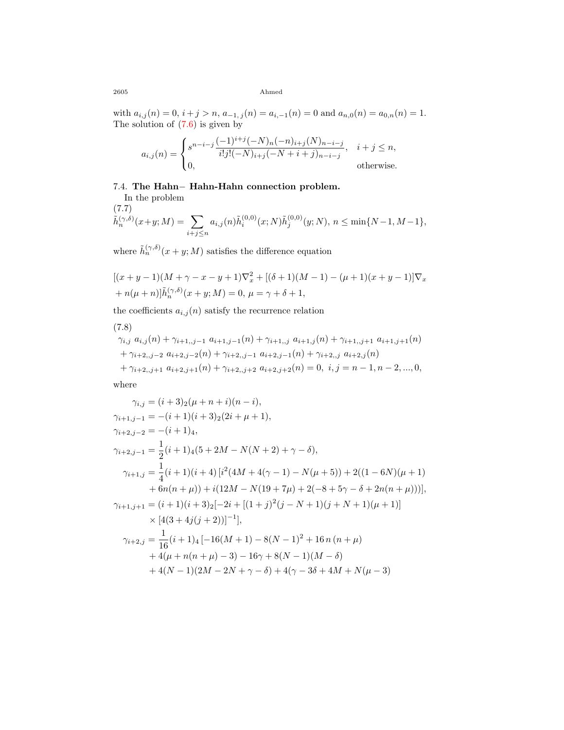with $a_{i,j}(n) = 0$, $i + j > n$, $a_{-1,j}(n) = a_{i,-1}(n) = 0$ and $a_{n,0}(n) = a_{0,n}(n) = 1$. The solution of (7.6) is given by

$$a_{i,j}(n) = \begin{cases} s^{n-i-j}\dfrac{(-1)^{i+j}(-N)_n(-n)_{i+j}(N)_{n-i-j}}{i!j!(-N)_{i+j}(-N+i+j)_{n-i-j}}, & i+j \leq n, \\ 0, & \text{otherwise.} \end{cases}$$

7.4. **The Hahn− Hahn-Hahn connection problem.**

In the problem

(7.7)

$$\tilde{h}_n^{(\gamma,\delta)}(x+y;M) = \sum_{i+j\leq n} a_{i,j}(n)\tilde{h}_i^{(0,0)}(x;N)\tilde{h}_j^{(0,0)}(y;N),\ n \leq \min\{N-1, M-1\},$$

where $\tilde{h}_n^{(\gamma,\delta)}(x+y;M)$ satisfies the difference equation

$$\begin{aligned}&[(x+y-1)(M+\gamma-x-y+1)\nabla_x^2 + [(\delta+1)(M-1)-(\mu+1)(x+y-1)]\nabla_x \\ &+ n(\mu+n)]\tilde{h}_n^{(\gamma,\delta)}(x+y;M) = 0,\ \mu = \gamma+\delta+1,\end{aligned}$$

the coefficients $a_{i,j}(n)$ satisfy the recurrence relation

(7.8)

$$\begin{aligned}&\gamma_{i,j}\ a_{i,j}(n) + \gamma_{i+1,,j-1}\ a_{i+1,j-1}(n) + \gamma_{i+1,,j}\ a_{i+1,j}(n) + \gamma_{i+1,,j+1}\ a_{i+1,j+1}(n) \\ &+ \gamma_{i+2,,j-2}\ a_{i+2,j-2}(n) + \gamma_{i+2,,j-1}\ a_{i+2,j-1}(n) + \gamma_{i+2,,j}\ a_{i+2,j}(n) \\ &+ \gamma_{i+2,,j+1}\ a_{i+2,j+1}(n) + \gamma_{i+2,,j+2}\ a_{i+2,j+2}(n) = 0,\ i,j = n-1, n-2, ..., 0,\end{aligned}$$

where

$$\begin{aligned}\gamma_{i,j} &= (i+3)_2(\mu+n+i)(n-i), \\ \gamma_{i+1,j-1} &= -(i+1)(i+3)_2(2i+\mu+1), \\ \gamma_{i+2,j-2} &= -(i+1)_4, \\ \gamma_{i+2,j-1} &= \frac{1}{2}(i+1)_4(5+2M-N(N+2)+\gamma-\delta), \\ \gamma_{i+1,j} &= \frac{1}{4}(i+1)(i+4)\left[i^2(4M+4(\gamma-1)-N(\mu+5)) + 2((1-6N)(\mu+1)\right. \\ &\quad \left. + 6n(n+\mu)) + i(12M - N(19+7\mu) + 2(-8+5\gamma-\delta+2n(n+\mu)))\right], \\ \gamma_{i+1,j+1} &= (i+1)(i+3)_2[-2i + [(1+j)^2(j-N+1)(j+N+1)(\mu+1)] \\ &\quad \times [4(3+4j(j+2))]^{-1}], \\ \gamma_{i+2,j} &= \frac{1}{16}(i+1)_4\left[-16(M+1) - 8(N-1)^2 + 16\,n\,(n+\mu)\right. \\ &\quad + 4(\mu+n(n+\mu)-3) - 16\gamma + 8(N-1)(M-\delta) \\ &\quad + 4(N-1)(2M-2N+\gamma-\delta) + 4(\gamma-3\delta+4M+N(\mu-3)\end{aligned}$$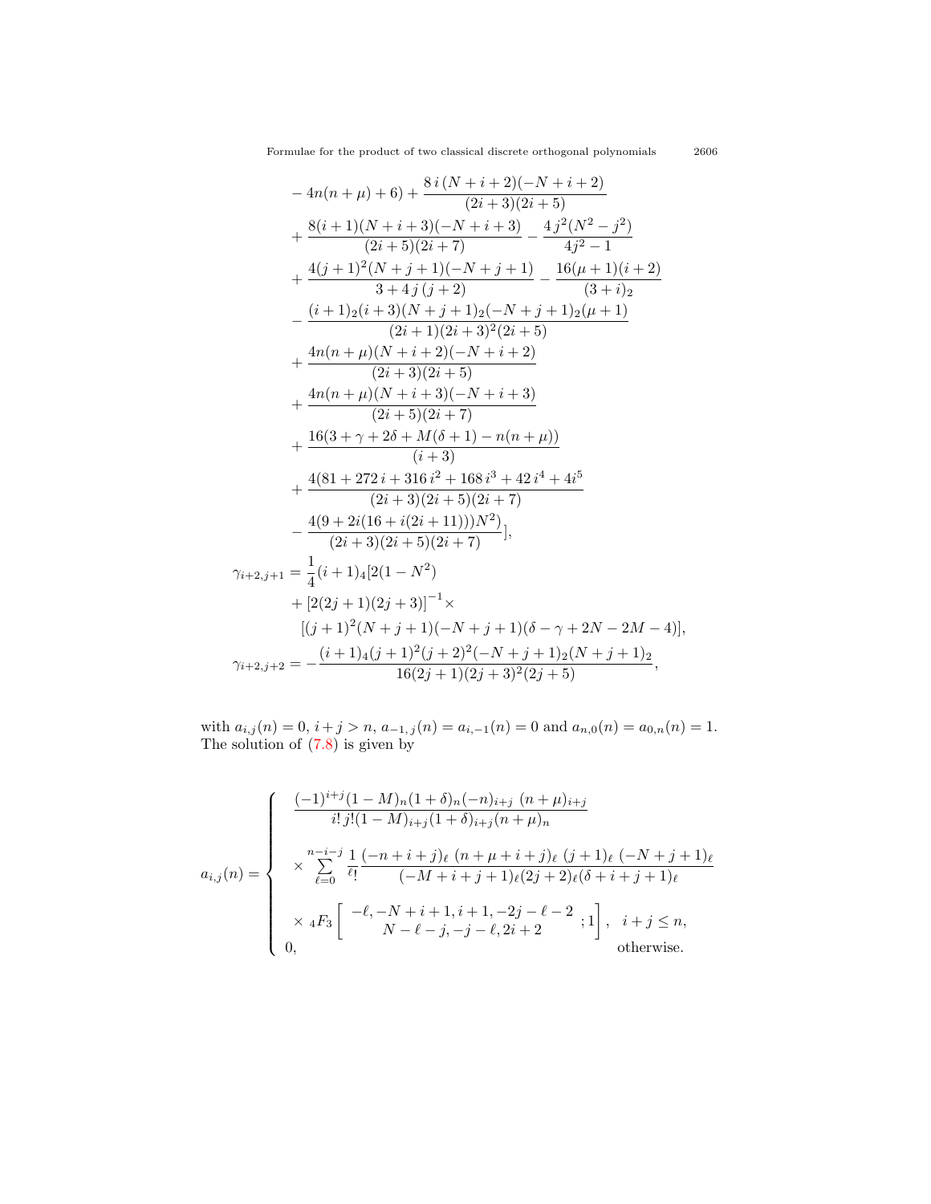$$
\begin{aligned}
& - 4n(n+\mu) + 6) + \frac{8\,i\,(N+i+2)(-N+i+2)}{(2i+3)(2i+5)} \\
& + \frac{8(i+1)(N+i+3)(-N+i+3)}{(2i+5)(2i+7)} - \frac{4\,j^2(N^2-j^2)}{4j^2-1} \\
& + \frac{4(j+1)^2(N+j+1)(-N+j+1)}{3+4\,j\,(j+2)} - \frac{16(\mu+1)(i+2)}{(3+i)_2} \\
& - \frac{(i+1)_2(i+3)(N+j+1)_2(-N+j+1)_2(\mu+1)}{(2i+1)(2i+3)^2(2i+5)} \\
& + \frac{4n(n+\mu)(N+i+2)(-N+i+2)}{(2i+3)(2i+5)} \\
& + \frac{4n(n+\mu)(N+i+3)(-N+i+3)}{(2i+5)(2i+7)} \\
& + \frac{16(3+\gamma+2\delta+M(\delta+1)-n(n+\mu))}{(i+3)} \\
& + \frac{4(81+272\,i+316\,i^2+168\,i^3+42\,i^4+4i^5}{(2i+3)(2i+5)(2i+7)} \\
& - \frac{4(9+2i(16+i(2i+11)))N^2)}{(2i+3)(2i+5)(2i+7)}], \\
\gamma_{i+2,j+1} = {} & \frac{1}{4}(i+1)_4[2(1-N^2) \\
& + [2(2j+1)(2j+3)]^{-1}\times \\
& \quad [(j+1)^2(N+j+1)(-N+j+1)(\delta-\gamma+2N-2M-4)], \\
\gamma_{i+2,j+2} = {} & -\frac{(i+1)_4(j+1)^2(j+2)^2(-N+j+1)_2(N+j+1)_2}{16(2j+1)(2j+3)^2(2j+5)},
\end{aligned}
$$

with $a_{i,j}(n) = 0$, $i+j > n$, $a_{-1,j}(n) = a_{i,-1}(n) = 0$ and $a_{n,0}(n) = a_{0,n}(n) = 1$. The solution of (7.8) is given by

$$
a_{i,j}(n) = \begin{cases}
\dfrac{(-1)^{i+j}(1-M)_n(1+\delta)_n(-n)_{i+j}\;(n+\mu)_{i+j}}{i!\,j!(1-M)_{i+j}(1+\delta)_{i+j}(n+\mu)_n} \\[2ex]
\quad\times \displaystyle\sum_{\ell=0}^{n-i-j} \frac{1}{\ell!}\frac{(-n+i+j)_\ell\;(n+\mu+i+j)_\ell\;(j+1)_\ell\;(-N+j+1)_\ell}{(-M+i+j+1)_\ell(2j+2)_\ell(\delta+i+j+1)_\ell} \\[2ex]
\quad\times {}_4F_3\left[\begin{matrix} -\ell, -N+i+1, i+1, -2j-\ell-2 \\ N-\ell-j, -j-\ell, 2i+2 \end{matrix}\;;1\right], \quad i+j \le n, \\[2ex]
0, \qquad\qquad\qquad\qquad\qquad\qquad\qquad\qquad\qquad\qquad \text{otherwise.}
\end{cases}
$$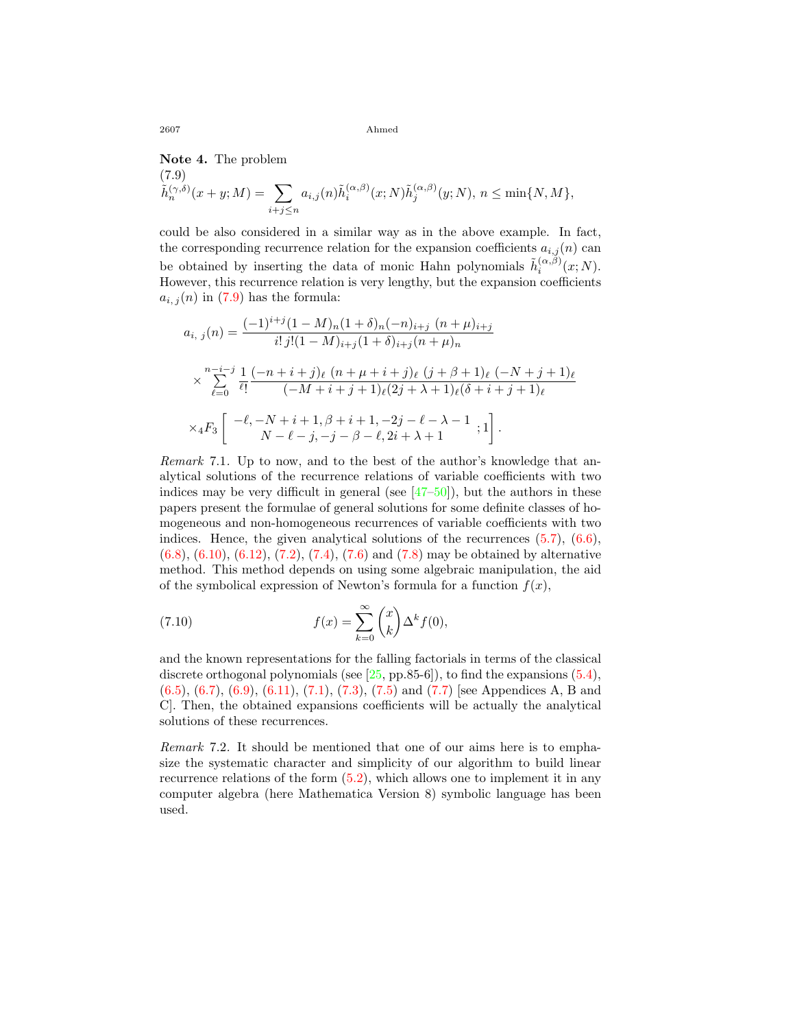**Note 4.** The problem

$$\tilde{h}_n^{(\gamma,\delta)}(x+y;M) = \sum_{i+j\leq n} a_{i,j}(n)\tilde{h}_i^{(\alpha,\beta)}(x;N)\tilde{h}_j^{(\alpha,\beta)}(y;N),\ n \leq \min\{N,M\}, \tag{7.9}$$

could be also considered in a similar way as in the above example. In fact, the corresponding recurrence relation for the expansion coefficients $a_{i,j}(n)$ can be obtained by inserting the data of monic Hahn polynomials $\tilde{h}_i^{(\alpha,\beta)}(x;N)$. However, this recurrence relation is very lengthy, but the expansion coefficients $a_{i,\,j}(n)$ in (7.9) has the formula:

$$a_{i,\,j}(n) = \frac{(-1)^{i+j}(1-M)_n(1+\delta)_n(-n)_{i+j}\ (n+\mu)_{i+j}}{i!\,j!(1-M)_{i+j}(1+\delta)_{i+j}(n+\mu)_n}$$

$$\times \sum_{\ell=0}^{n-i-j} \frac{1}{\ell!} \frac{(-n+i+j)_\ell\ (n+\mu+i+j)_\ell\ (j+\beta+1)_\ell\ (-N+j+1)_\ell}{(-M+i+j+1)_\ell(2j+\lambda+1)_\ell(\delta+i+j+1)_\ell}$$

$$\times {}_4F_3\left[\begin{array}{c} -\ell, -N+i+1, \beta+i+1, -2j-\ell-\lambda-1 \\ N-\ell-j, -j-\beta-\ell, 2i+\lambda+1 \end{array}; 1\right].$$

*Remark* 7.1. Up to now, and to the best of the author's knowledge that analytical solutions of the recurrence relations of variable coefficients with two indices may be very difficult in general (see [47–50]), but the authors in these papers present the formulae of general solutions for some definite classes of homogeneous and non-homogeneous recurrences of variable coefficients with two indices. Hence, the given analytical solutions of the recurrences (5.7), (6.6), (6.8), (6.10), (6.12), (7.2), (7.4), (7.6) and (7.8) may be obtained by alternative method. This method depends on using some algebraic manipulation, the aid of the symbolical expression of Newton's formula for a function $f(x)$,

$$f(x) = \sum_{k=0}^{\infty} \binom{x}{k} \Delta^k f(0), \tag{7.10}$$

and the known representations for the falling factorials in terms of the classical discrete orthogonal polynomials (see [25, pp.85-6]), to find the expansions (5.4), (6.5), (6.7), (6.9), (6.11), (7.1), (7.3), (7.5) and (7.7) [see Appendices A, B and C]. Then, the obtained expansions coefficients will be actually the analytical solutions of these recurrences.

*Remark* 7.2. It should be mentioned that one of our aims here is to emphasize the systematic character and simplicity of our algorithm to build linear recurrence relations of the form (5.2), which allows one to implement it in any computer algebra (here Mathematica Version 8) symbolic language has been used.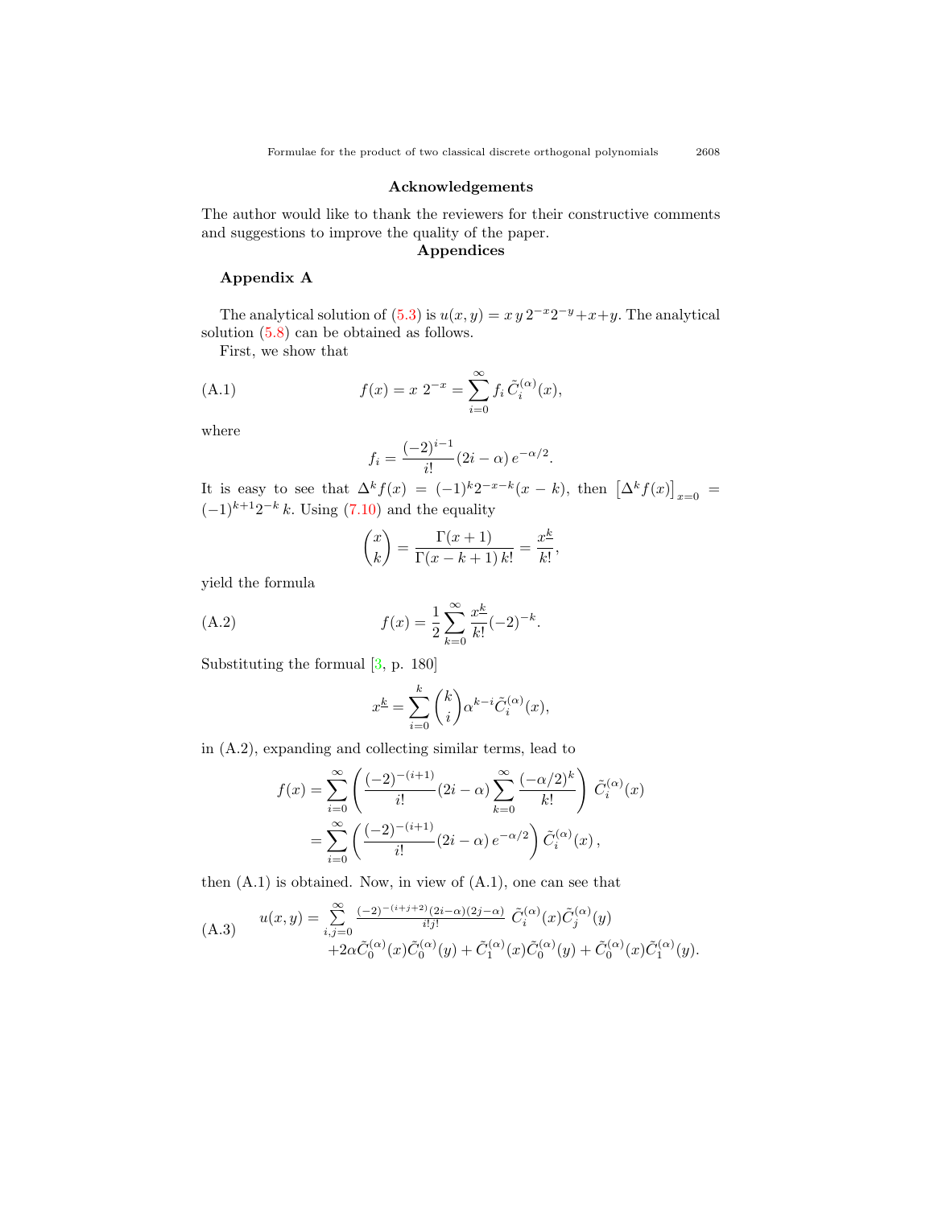## Acknowledgements

The author would like to thank the reviewers for their constructive comments and suggestions to improve the quality of the paper.

## Appendices

### Appendix A

The analytical solution of (5.3) is $u(x,y) = x\,y\,2^{-x}2^{-y}+x+y$. The analytical solution (5.8) can be obtained as follows.

First, we show that

$$f(x) = x\;2^{-x} = \sum_{i=0}^{\infty} f_i\,\tilde{C}_i^{(\alpha)}(x), \tag{A.1}$$

where

$$f_i = \frac{(-2)^{i-1}}{i!}(2i-\alpha)\,e^{-\alpha/2}.$$

It is easy to see that $\Delta^k f(x) = (-1)^k 2^{-x-k}(x-k)$, then $\left[\Delta^k f(x)\right]_{x=0} = (-1)^{k+1}2^{-k}\,k$. Using (7.10) and the equality

$$\binom{x}{k} = \frac{\Gamma(x+1)}{\Gamma(x-k+1)\,k!} = \frac{x^{\underline{k}}}{k!},$$

yield the formula

$$f(x) = \frac{1}{2}\sum_{k=0}^{\infty}\frac{x^{\underline{k}}}{k!}(-2)^{-k}. \tag{A.2}$$

Substituting the formual [3, p. 180]

$$x^{\underline{k}} = \sum_{i=0}^{k}\binom{k}{i}\alpha^{k-i}\tilde{C}_i^{(\alpha)}(x),$$

in (A.2), expanding and collecting similar terms, lead to

$$\begin{aligned} f(x) &= \sum_{i=0}^{\infty}\left(\frac{(-2)^{-(i+1)}}{i!}(2i-\alpha)\sum_{k=0}^{\infty}\frac{(-\alpha/2)^k}{k!}\right)\tilde{C}_i^{(\alpha)}(x) \\ &= \sum_{i=0}^{\infty}\left(\frac{(-2)^{-(i+1)}}{i!}(2i-\alpha)\,e^{-\alpha/2}\right)\tilde{C}_i^{(\alpha)}(x)\,, \end{aligned}$$

then (A.1) is obtained. Now, in view of (A.1), one can see that

$$\begin{aligned} u(x,y) = &\sum_{i,j=0}^{\infty}\tfrac{(-2)^{-(i+j+2)}(2i-\alpha)(2j-\alpha)}{i!j!}\;\tilde{C}_i^{(\alpha)}(x)\tilde{C}_j^{(\alpha)}(y) \\ &+2\alpha\tilde{C}_0^{(\alpha)}(x)\tilde{C}_0^{(\alpha)}(y) + \tilde{C}_1^{(\alpha)}(x)\tilde{C}_0^{(\alpha)}(y) + \tilde{C}_0^{(\alpha)}(x)\tilde{C}_1^{(\alpha)}(y). \end{aligned} \tag{A.3}$$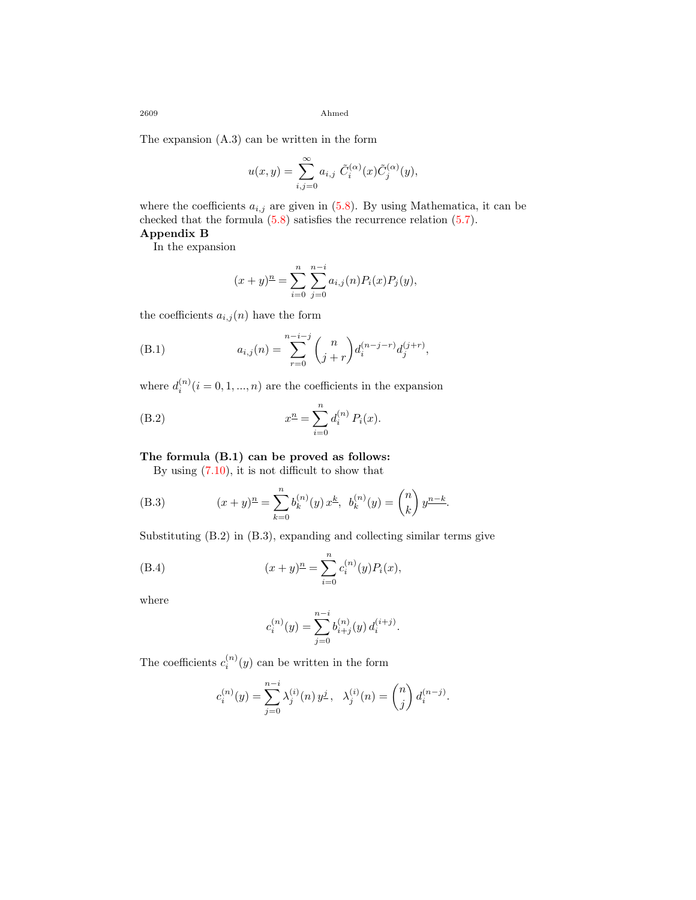The expansion (A.3) can be written in the form

$$u(x,y) = \sum_{i,j=0}^{\infty} a_{i,j}\ \tilde{C}_i^{(\alpha)}(x)\tilde{C}_j^{(\alpha)}(y),$$

where the coefficients $a_{i,j}$ are given in (5.8). By using Mathematica, it can be checked that the formula (5.8) satisfies the recurrence relation (5.7).

**Appendix B**

In the expansion

$$(x+y)^{\underline{n}} = \sum_{i=0}^{n}\sum_{j=0}^{n-i} a_{i,j}(n) P_i(x) P_j(y),$$

the coefficients $a_{i,j}(n)$ have the form

$$a_{i,j}(n) = \sum_{r=0}^{n-i-j} \binom{n}{j+r} d_i^{(n-j-r)} d_j^{(j+r)}, \tag{B.1}$$

where $d_i^{(n)} (i = 0, 1, ..., n)$ are the coefficients in the expansion

$$x^{\underline{n}} = \sum_{i=0}^{n} d_i^{(n)}\, P_i(x). \tag{B.2}$$

**The formula (B.1) can be proved as follows:**

By using (7.10), it is not difficult to show that

$$(x+y)^{\underline{n}} = \sum_{k=0}^{n} b_k^{(n)}(y)\, x^{\underline{k}},\ \ b_k^{(n)}(y) = \binom{n}{k}\, y^{\underline{n-k}}. \tag{B.3}$$

Substituting (B.2) in (B.3), expanding and collecting similar terms give

$$(x+y)^{\underline{n}} = \sum_{i=0}^{n} c_i^{(n)}(y) P_i(x), \tag{B.4}$$

where

$$c_i^{(n)}(y) = \sum_{j=0}^{n-i} b_{i+j}^{(n)}(y)\, d_i^{(i+j)}.$$

The coefficients $c_i^{(n)}(y)$ can be written in the form

$$c_i^{(n)}(y) = \sum_{j=0}^{n-i} \lambda_j^{(i)}(n)\, y^{\underline{j}},\ \ \lambda_j^{(i)}(n) = \binom{n}{j}\, d_i^{(n-j)}.$$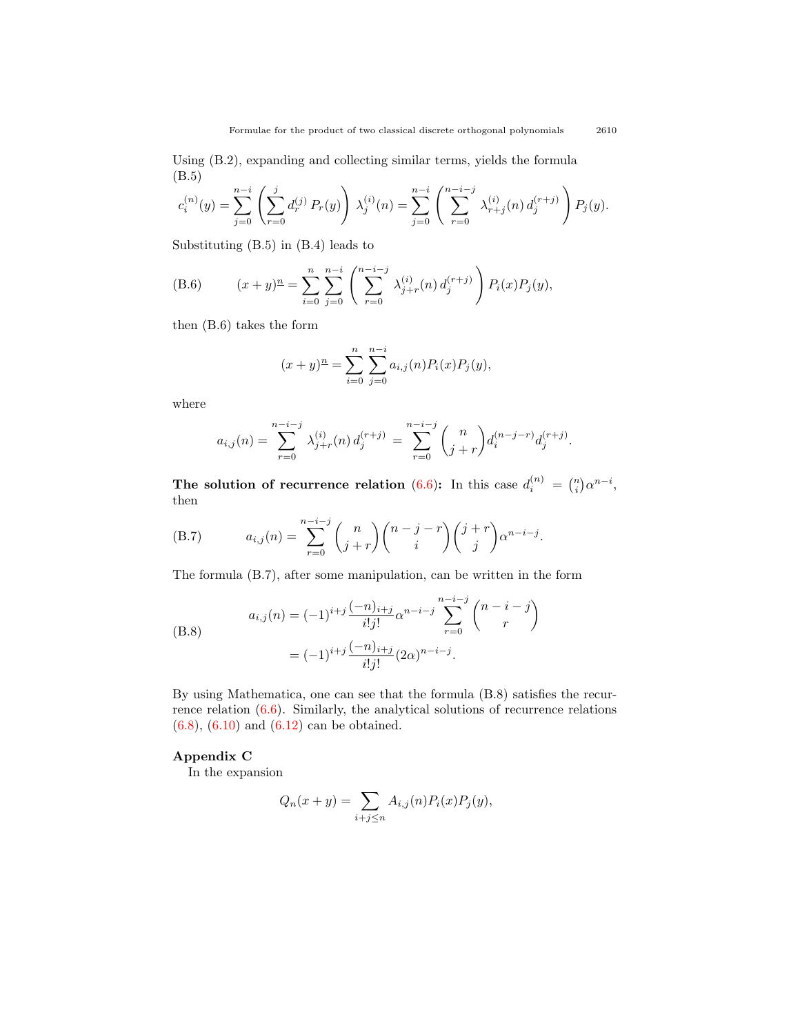Using (B.2), expanding and collecting similar terms, yields the formula (B.5)

$$c_i^{(n)}(y) = \sum_{j=0}^{n-i} \left( \sum_{r=0}^{j} d_r^{(j)} \, P_r(y) \right) \lambda_j^{(i)}(n) = \sum_{j=0}^{n-i} \left( \sum_{r=0}^{n-i-j} \lambda_{r+j}^{(i)}(n) \, d_j^{(r+j)} \right) P_j(y).$$

Substituting (B.5) in (B.4) leads to

$$(x+y)^{\underline{n}} = \sum_{i=0}^{n} \sum_{j=0}^{n-i} \left( \sum_{r=0}^{n-i-j} \lambda_{j+r}^{(i)}(n) \, d_j^{(r+j)} \right) P_i(x) P_j(y), \tag{B.6}$$

then (B.6) takes the form

$$(x+y)^{\underline{n}} = \sum_{i=0}^{n} \sum_{j=0}^{n-i} a_{i,j}(n) P_i(x) P_j(y),$$

where

$$a_{i,j}(n) = \sum_{r=0}^{n-i-j} \lambda_{j+r}^{(i)}(n) \, d_j^{(r+j)} = \sum_{r=0}^{n-i-j} \binom{n}{j+r} d_i^{(n-j-r)} d_j^{(r+j)}.$$

**The solution of recurrence relation (6.6):** In this case $d_i^{(n)} = \binom{n}{i} \alpha^{n-i}$, then

$$a_{i,j}(n) = \sum_{r=0}^{n-i-j} \binom{n}{j+r} \binom{n-j-r}{i} \binom{j+r}{j} \alpha^{n-i-j}. \tag{B.7}$$

The formula (B.7), after some manipulation, can be written in the form

$$\begin{aligned} a_{i,j}(n) &= (-1)^{i+j} \frac{(-n)_{i+j}}{i!j!} \alpha^{n-i-j} \sum_{r=0}^{n-i-j} \binom{n-i-j}{r} \\ &= (-1)^{i+j} \frac{(-n)_{i+j}}{i!j!} (2\alpha)^{n-i-j}. \end{aligned} \tag{B.8}$$

By using Mathematica, one can see that the formula (B.8) satisfies the recurrence relation (6.6). Similarly, the analytical solutions of recurrence relations (6.8), (6.10) and (6.12) can be obtained.

## Appendix C

In the expansion

$$Q_n(x+y) = \sum_{i+j \leq n} A_{i,j}(n) P_i(x) P_j(y),$$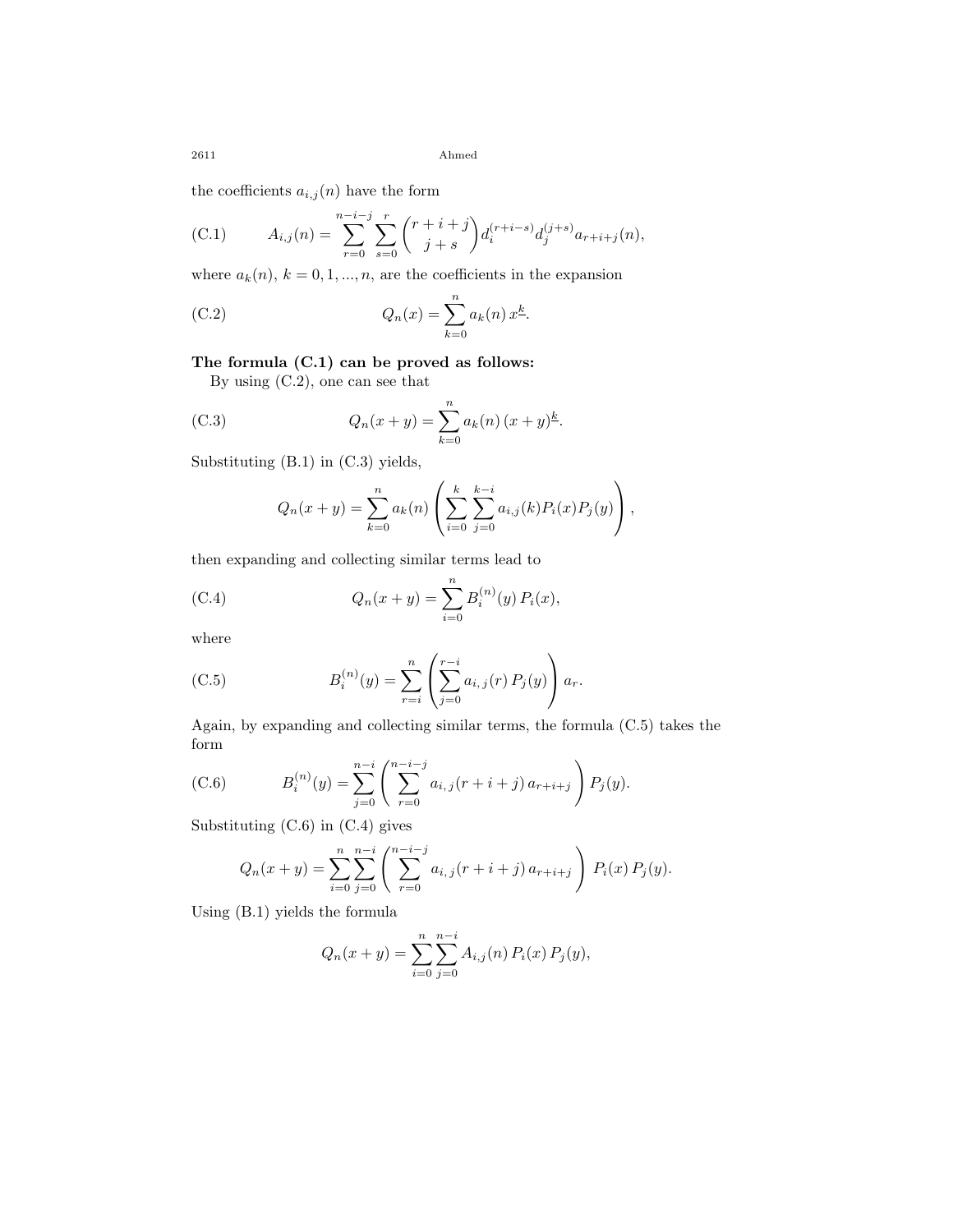the coefficients $a_{i,j}(n)$ have the form

$$\text{(C.1)} \qquad A_{i,j}(n) = \sum_{r=0}^{n-i-j} \sum_{s=0}^{r} \binom{r+i+j}{j+s} d_i^{(r+i-s)} d_j^{(j+s)} a_{r+i+j}(n),$$

where $a_k(n)$, $k = 0, 1, ..., n$, are the coefficients in the expansion

$$\text{(C.2)} \qquad Q_n(x) = \sum_{k=0}^{n} a_k(n)\, x^{\underline{k}}.$$

**The formula (C.1) can be proved as follows:**

By using (C.2), one can see that

$$\text{(C.3)} \qquad Q_n(x+y) = \sum_{k=0}^{n} a_k(n)\, (x+y)^{\underline{k}}.$$

Substituting (B.1) in (C.3) yields,

$$Q_n(x+y) = \sum_{k=0}^{n} a_k(n) \left( \sum_{i=0}^{k} \sum_{j=0}^{k-i} a_{i,j}(k) P_i(x) P_j(y) \right),$$

then expanding and collecting similar terms lead to

$$\text{(C.4)} \qquad Q_n(x+y) = \sum_{i=0}^{n} B_i^{(n)}(y)\, P_i(x),$$

where

$$\text{(C.5)} \qquad B_i^{(n)}(y) = \sum_{r=i}^{n} \left( \sum_{j=0}^{r-i} a_{i,\,j}(r)\, P_j(y) \right) a_r.$$

Again, by expanding and collecting similar terms, the formula (C.5) takes the form

$$\text{(C.6)} \qquad B_i^{(n)}(y) = \sum_{j=0}^{n-i} \left( \sum_{r=0}^{n-i-j} a_{i,\,j}(r+i+j)\, a_{r+i+j} \right) P_j(y).$$

Substituting (C.6) in (C.4) gives

$$Q_n(x+y) = \sum_{i=0}^{n} \sum_{j=0}^{n-i} \left( \sum_{r=0}^{n-i-j} a_{i,\,j}(r+i+j)\, a_{r+i+j} \right) P_i(x)\, P_j(y).$$

Using (B.1) yields the formula

$$Q_n(x+y) = \sum_{i=0}^{n} \sum_{j=0}^{n-i} A_{i,j}(n)\, P_i(x)\, P_j(y),$$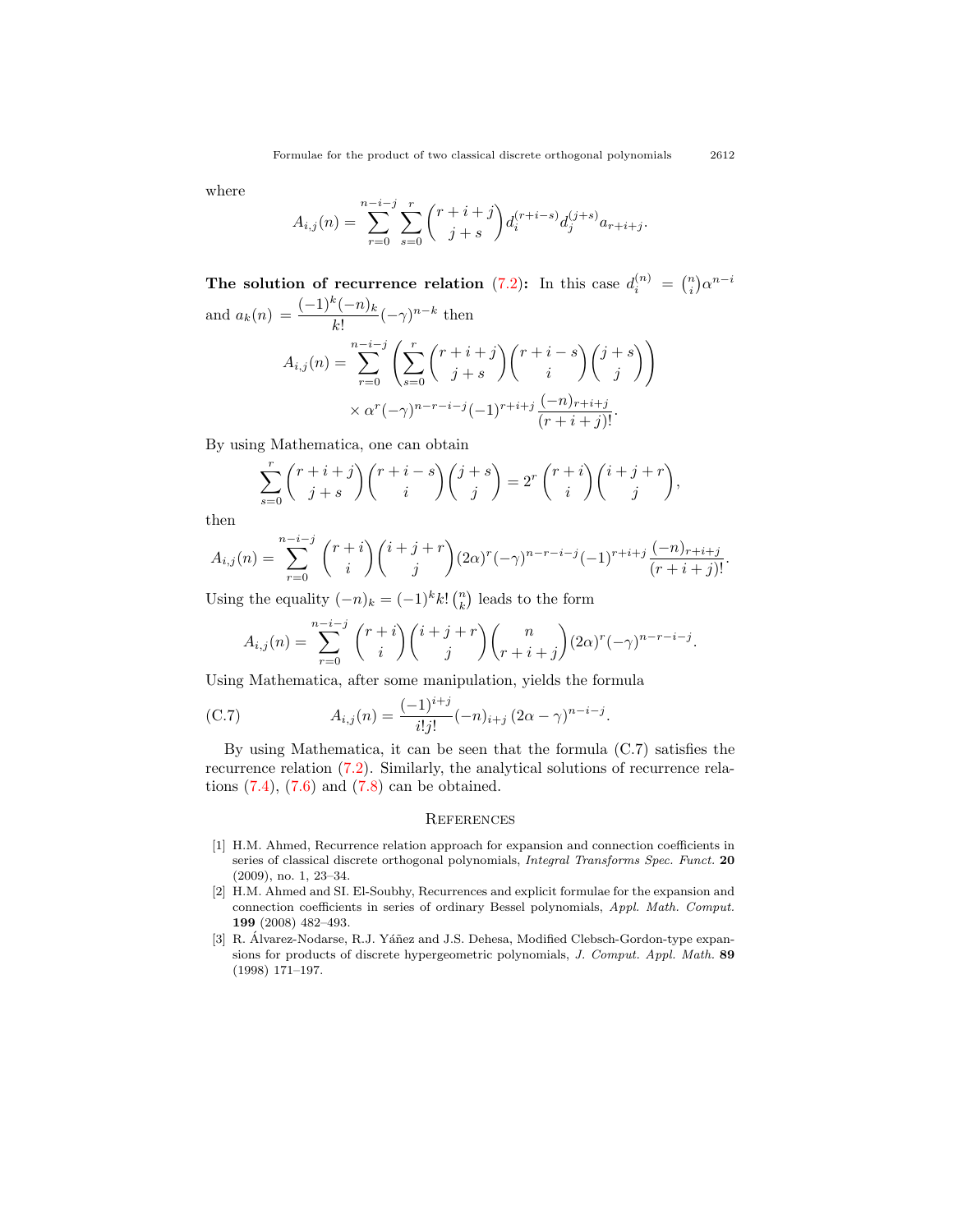where

$$A_{i,j}(n) = \sum_{r=0}^{n-i-j} \sum_{s=0}^{r} \binom{r+i+j}{j+s} d_i^{(r+i-s)} d_j^{(j+s)} a_{r+i+j}.$$

**The solution of recurrence relation (7.2):** In this case $d_i^{(n)} = \binom{n}{i}\alpha^{n-i}$ and $a_k(n) = \dfrac{(-1)^k(-n)_k}{k!}(-\gamma)^{n-k}$ then

$$A_{i,j}(n) = \sum_{r=0}^{n-i-j} \left( \sum_{s=0}^{r} \binom{r+i+j}{j+s} \binom{r+i-s}{i} \binom{j+s}{j} \right) \times \alpha^r (-\gamma)^{n-r-i-j} (-1)^{r+i+j} \frac{(-n)_{r+i+j}}{(r+i+j)!}.$$

By using Mathematica, one can obtain

$$\sum_{s=0}^{r} \binom{r+i+j}{j+s} \binom{r+i-s}{i} \binom{j+s}{j} = 2^r \binom{r+i}{i} \binom{i+j+r}{j},$$

then

$$A_{i,j}(n) = \sum_{r=0}^{n-i-j} \binom{r+i}{i} \binom{i+j+r}{j} (2\alpha)^r (-\gamma)^{n-r-i-j} (-1)^{r+i+j} \frac{(-n)_{r+i+j}}{(r+i+j)!}.$$

Using the equality $(-n)_k = (-1)^k k! \binom{n}{k}$ leads to the form

$$A_{i,j}(n) = \sum_{r=0}^{n-i-j} \binom{r+i}{i} \binom{i+j+r}{j} \binom{n}{r+i+j} (2\alpha)^r (-\gamma)^{n-r-i-j}.$$

Using Mathematica, after some manipulation, yields the formula

$$A_{i,j}(n) = \frac{(-1)^{i+j}}{i!j!} (-n)_{i+j} \, (2\alpha - \gamma)^{n-i-j}. \tag{C.7}$$

By using Mathematica, it can be seen that the formula (C.7) satisfies the recurrence relation (7.2). Similarly, the analytical solutions of recurrence relations (7.4), (7.6) and (7.8) can be obtained.

## References

[1] H.M. Ahmed, Recurrence relation approach for expansion and connection coefficients in series of classical discrete orthogonal polynomials, *Integral Transforms Spec. Funct.* **20** (2009), no. 1, 23–34.

[2] H.M. Ahmed and SI. El-Soubhy, Recurrences and explicit formulae for the expansion and connection coefficients in series of ordinary Bessel polynomials, *Appl. Math. Comput.* **199** (2008) 482–493.

[3] R. Álvarez-Nodarse, R.J. Yáñez and J.S. Dehesa, Modified Clebsch-Gordon-type expansions for products of discrete hypergeometric polynomials, *J. Comput. Appl. Math.* **89** (1998) 171–197.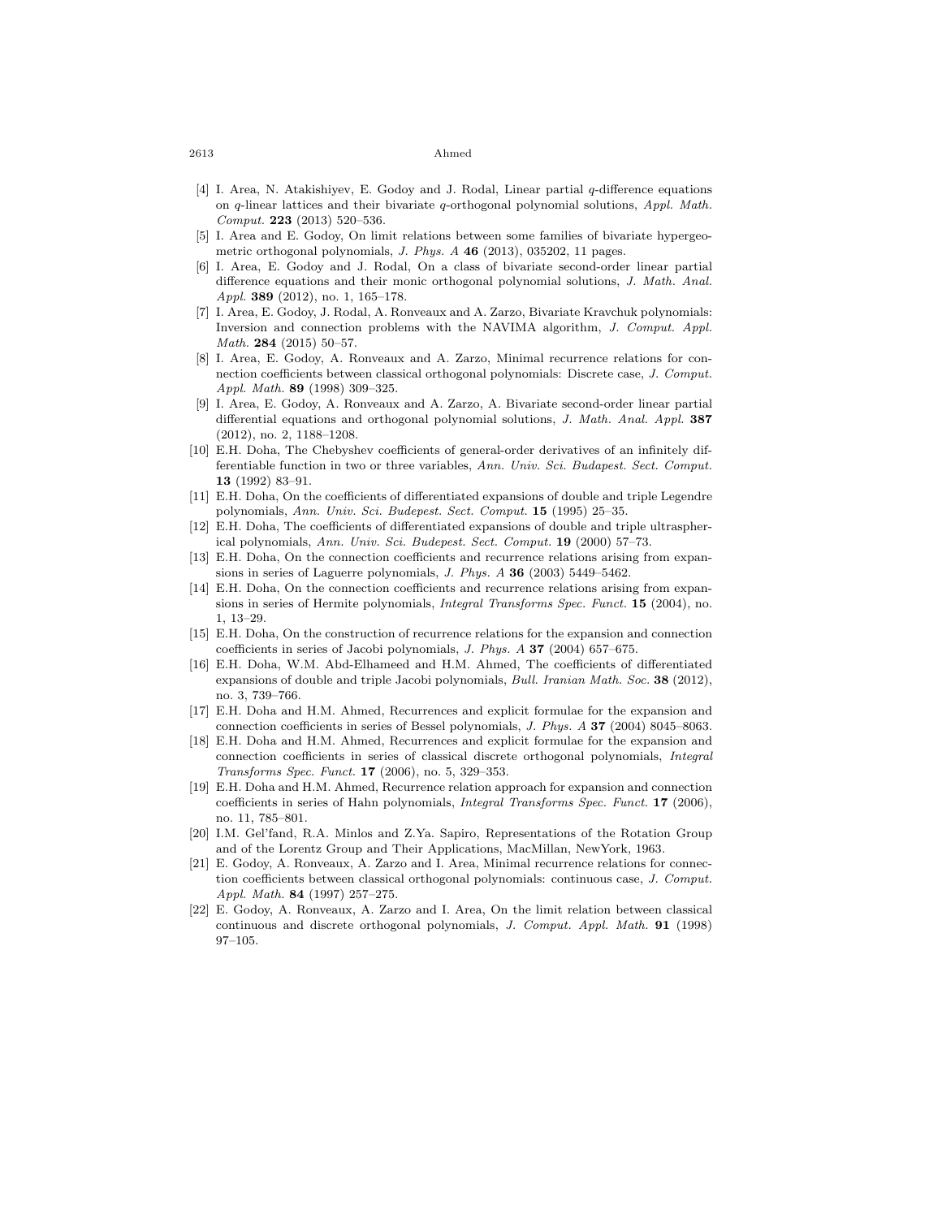[4] I. Area, N. Atakishiyev, E. Godoy and J. Rodal, Linear partial $q$-difference equations on $q$-linear lattices and their bivariate $q$-orthogonal polynomial solutions, *Appl. Math. Comput.* **223** (2013) 520–536.

[5] I. Area and E. Godoy, On limit relations between some families of bivariate hypergeometric orthogonal polynomials, *J. Phys. A* **46** (2013), 035202, 11 pages.

[6] I. Area, E. Godoy and J. Rodal, On a class of bivariate second-order linear partial difference equations and their monic orthogonal polynomial solutions, *J. Math. Anal. Appl.* **389** (2012), no. 1, 165–178.

[7] I. Area, E. Godoy, J. Rodal, A. Ronveaux and A. Zarzo, Bivariate Kravchuk polynomials: Inversion and connection problems with the NAVIMA algorithm, *J. Comput. Appl. Math.* **284** (2015) 50–57.

[8] I. Area, E. Godoy, A. Ronveaux and A. Zarzo, Minimal recurrence relations for connection coefficients between classical orthogonal polynomials: Discrete case, *J. Comput. Appl. Math.* **89** (1998) 309–325.

[9] I. Area, E. Godoy, A. Ronveaux and A. Zarzo, A. Bivariate second-order linear partial differential equations and orthogonal polynomial solutions, *J. Math. Anal. Appl.* **387** (2012), no. 2, 1188–1208.

[10] E.H. Doha, The Chebyshev coefficients of general-order derivatives of an infinitely differentiable function in two or three variables, *Ann. Univ. Sci. Budapest. Sect. Comput.* **13** (1992) 83–91.

[11] E.H. Doha, On the coefficients of differentiated expansions of double and triple Legendre polynomials, *Ann. Univ. Sci. Budepest. Sect. Comput.* **15** (1995) 25–35.

[12] E.H. Doha, The coefficients of differentiated expansions of double and triple ultraspherical polynomials, *Ann. Univ. Sci. Budepest. Sect. Comput.* **19** (2000) 57–73.

[13] E.H. Doha, On the connection coefficients and recurrence relations arising from expansions in series of Laguerre polynomials, *J. Phys. A* **36** (2003) 5449–5462.

[14] E.H. Doha, On the connection coefficients and recurrence relations arising from expansions in series of Hermite polynomials, *Integral Transforms Spec. Funct.* **15** (2004), no. 1, 13–29.

[15] E.H. Doha, On the construction of recurrence relations for the expansion and connection coefficients in series of Jacobi polynomials, *J. Phys. A* **37** (2004) 657–675.

[16] E.H. Doha, W.M. Abd-Elhameed and H.M. Ahmed, The coefficients of differentiated expansions of double and triple Jacobi polynomials, *Bull. Iranian Math. Soc.* **38** (2012), no. 3, 739–766.

[17] E.H. Doha and H.M. Ahmed, Recurrences and explicit formulae for the expansion and connection coefficients in series of Bessel polynomials, *J. Phys. A* **37** (2004) 8045–8063.

[18] E.H. Doha and H.M. Ahmed, Recurrences and explicit formulae for the expansion and connection coefficients in series of classical discrete orthogonal polynomials, *Integral Transforms Spec. Funct.* **17** (2006), no. 5, 329–353.

[19] E.H. Doha and H.M. Ahmed, Recurrence relation approach for expansion and connection coefficients in series of Hahn polynomials, *Integral Transforms Spec. Funct.* **17** (2006), no. 11, 785–801.

[20] I.M. Gel'fand, R.A. Minlos and Z.Ya. Sapiro, Representations of the Rotation Group and of the Lorentz Group and Their Applications, MacMillan, NewYork, 1963.

[21] E. Godoy, A. Ronveaux, A. Zarzo and I. Area, Minimal recurrence relations for connection coefficients between classical orthogonal polynomials: continuous case, *J. Comput. Appl. Math.* **84** (1997) 257–275.

[22] E. Godoy, A. Ronveaux, A. Zarzo and I. Area, On the limit relation between classical continuous and discrete orthogonal polynomials, *J. Comput. Appl. Math.* **91** (1998) 97–105.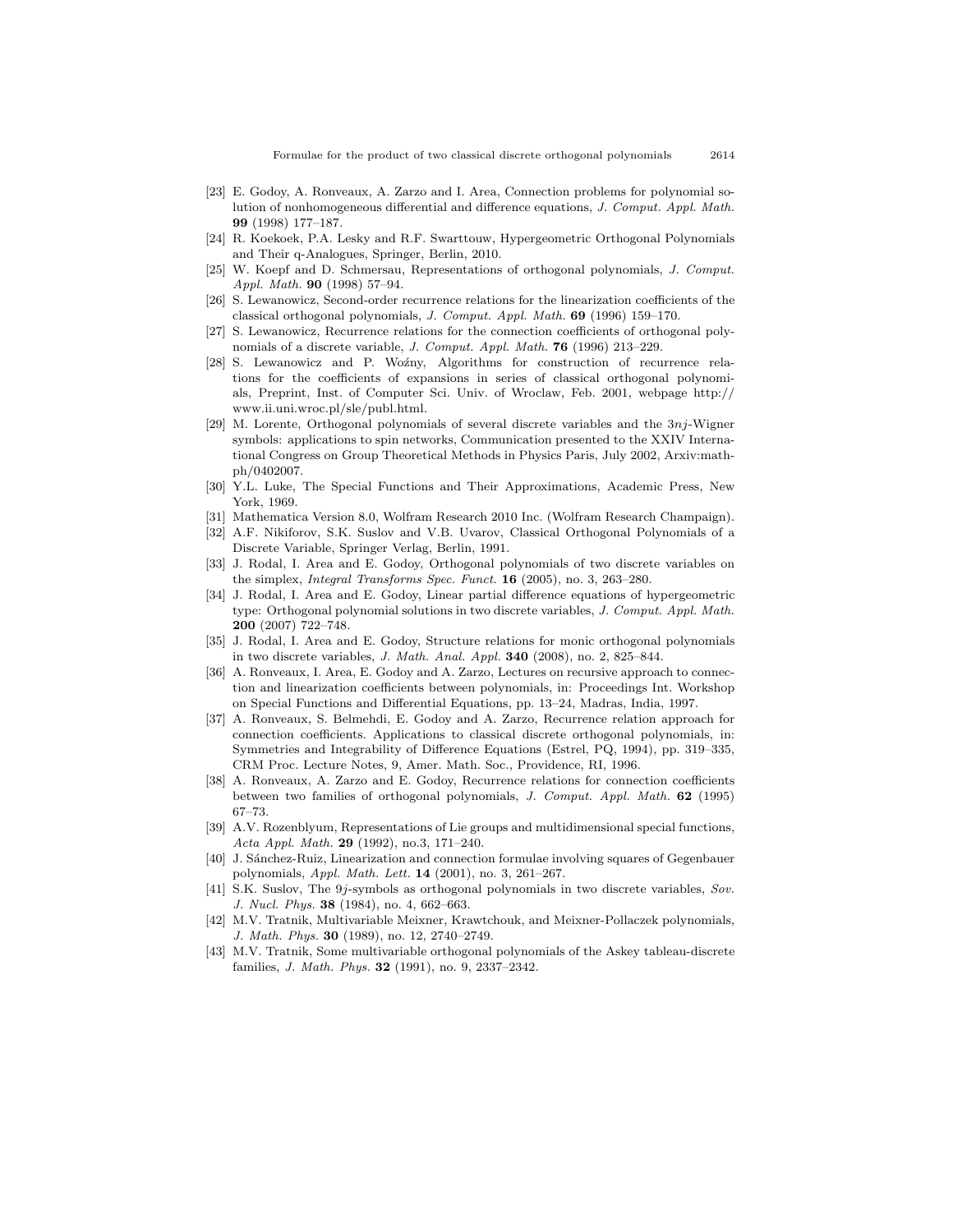[23] E. Godoy, A. Ronveaux, A. Zarzo and I. Area, Connection problems for polynomial solution of nonhomogeneous differential and difference equations, *J. Comput. Appl. Math.* **99** (1998) 177–187.

[24] R. Koekoek, P.A. Lesky and R.F. Swarttouw, Hypergeometric Orthogonal Polynomials and Their q-Analogues, Springer, Berlin, 2010.

[25] W. Koepf and D. Schmersau, Representations of orthogonal polynomials, *J. Comput. Appl. Math.* **90** (1998) 57–94.

[26] S. Lewanowicz, Second-order recurrence relations for the linearization coefficients of the classical orthogonal polynomials, *J. Comput. Appl. Math.* **69** (1996) 159–170.

[27] S. Lewanowicz, Recurrence relations for the connection coefficients of orthogonal polynomials of a discrete variable, *J. Comput. Appl. Math.* **76** (1996) 213–229.

[28] S. Lewanowicz and P. Woźny, Algorithms for construction of recurrence relations for the coefficients of expansions in series of classical orthogonal polynomials, Preprint, Inst. of Computer Sci. Univ. of Wroclaw, Feb. 2001, webpage http://www.ii.uni.wroc.pl/sle/publ.html.

[29] M. Lorente, Orthogonal polynomials of several discrete variables and the $3nj$-Wigner symbols: applications to spin networks, Communication presented to the XXIV International Congress on Group Theoretical Methods in Physics Paris, July 2002, Arxiv:math-ph/0402007.

[30] Y.L. Luke, The Special Functions and Their Approximations, Academic Press, New York, 1969.

[31] Mathematica Version 8.0, Wolfram Research 2010 Inc. (Wolfram Research Champaign).

[32] A.F. Nikiforov, S.K. Suslov and V.B. Uvarov, Classical Orthogonal Polynomials of a Discrete Variable, Springer Verlag, Berlin, 1991.

[33] J. Rodal, I. Area and E. Godoy, Orthogonal polynomials of two discrete variables on the simplex, *Integral Transforms Spec. Funct.* **16** (2005), no. 3, 263–280.

[34] J. Rodal, I. Area and E. Godoy, Linear partial difference equations of hypergeometric type: Orthogonal polynomial solutions in two discrete variables, *J. Comput. Appl. Math.* **200** (2007) 722–748.

[35] J. Rodal, I. Area and E. Godoy, Structure relations for monic orthogonal polynomials in two discrete variables, *J. Math. Anal. Appl.* **340** (2008), no. 2, 825–844.

[36] A. Ronveaux, I. Area, E. Godoy and A. Zarzo, Lectures on recursive approach to connection and linearization coefficients between polynomials, in: Proceedings Int. Workshop on Special Functions and Differential Equations, pp. 13–24, Madras, India, 1997.

[37] A. Ronveaux, S. Belmehdi, E. Godoy and A. Zarzo, Recurrence relation approach for connection coefficients. Applications to classical discrete orthogonal polynomials, in: Symmetries and Integrability of Difference Equations (Estrel, PQ, 1994), pp. 319–335, CRM Proc. Lecture Notes, 9, Amer. Math. Soc., Providence, RI, 1996.

[38] A. Ronveaux, A. Zarzo and E. Godoy, Recurrence relations for connection coefficients between two families of orthogonal polynomials, *J. Comput. Appl. Math.* **62** (1995) 67–73.

[39] A.V. Rozenblyum, Representations of Lie groups and multidimensional special functions, *Acta Appl. Math.* **29** (1992), no.3, 171–240.

[40] J. Sánchez-Ruiz, Linearization and connection formulae involving squares of Gegenbauer polynomials, *Appl. Math. Lett.* **14** (2001), no. 3, 261–267.

[41] S.K. Suslov, The $9j$-symbols as orthogonal polynomials in two discrete variables, *Sov. J. Nucl. Phys.* **38** (1984), no. 4, 662–663.

[42] M.V. Tratnik, Multivariable Meixner, Krawtchouk, and Meixner-Pollaczek polynomials, *J. Math. Phys.* **30** (1989), no. 12, 2740–2749.

[43] M.V. Tratnik, Some multivariable orthogonal polynomials of the Askey tableau-discrete families, *J. Math. Phys.* **32** (1991), no. 9, 2337–2342.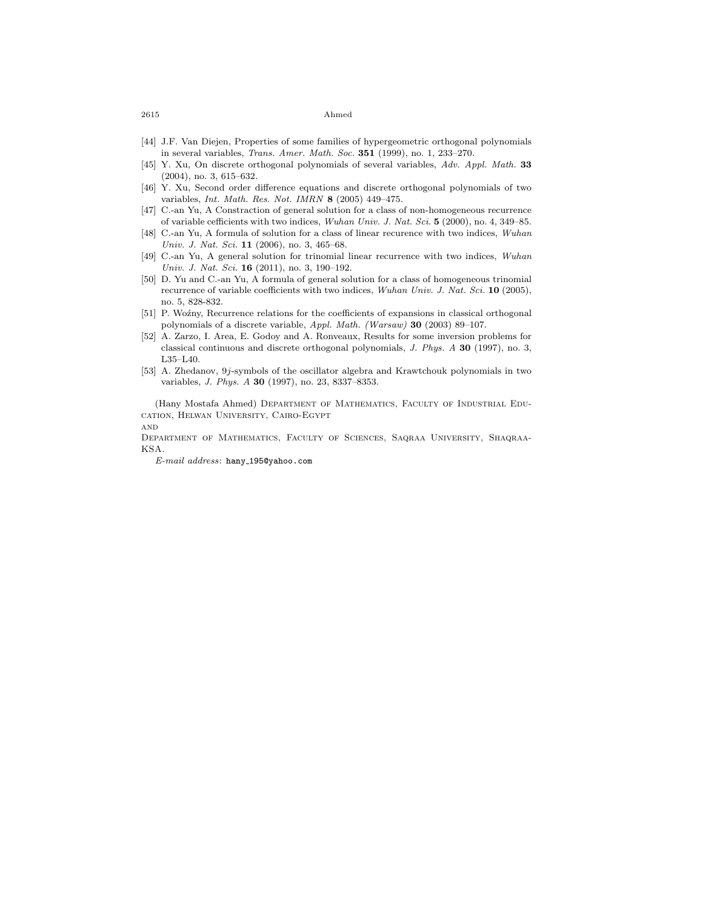[44] J.F. Van Diejen, Properties of some families of hypergeometric orthogonal polynomials in several variables, *Trans. Amer. Math. Soc.* **351** (1999), no. 1, 233–270.

[45] Y. Xu, On discrete orthogonal polynomials of several variables, *Adv. Appl. Math.* **33** (2004), no. 3, 615–632.

[46] Y. Xu, Second order difference equations and discrete orthogonal polynomials of two variables, *Int. Math. Res. Not. IMRN* **8** (2005) 449–475.

[47] C.-an Yu, A Constraction of general solution for a class of non-homogeneous recurrence of variable cefficients with two indices, *Wuhan Univ. J. Nat. Sci.* **5** (2000), no. 4, 349–85.

[48] C.-an Yu, A formula of solution for a class of linear recurence with two indices, *Wuhan Univ. J. Nat. Sci.* **11** (2006), no. 3, 465–68.

[49] C.-an Yu, A general solution for trinomial linear recurrence with two indices, *Wuhan Univ. J. Nat. Sci.* **16** (2011), no. 3, 190–192.

[50] D. Yu and C.-an Yu, A formula of general solution for a class of homogeneous trinomial recurrence of variable coefficients with two indices, *Wuhan Univ. J. Nat. Sci.* **10** (2005), no. 5, 828-832.

[51] P. Woźny, Recurrence relations for the coefficients of expansions in classical orthogonal polynomials of a discrete variable, *Appl. Math. (Warsaw)* **30** (2003) 89–107.

[52] A. Zarzo, I. Area, E. Godoy and A. Ronveaux, Results for some inversion problems for classical continuous and discrete orthogonal polynomials, *J. Phys. A* **30** (1997), no. 3, L35–L40.

[53] A. Zhedanov, $9j$-symbols of the oscillator algebra and Krawtchouk polynomials in two variables, *J. Phys. A* **30** (1997), no. 23, 8337–8353.

(Hany Mostafa Ahmed) Department of Mathematics, Faculty of Industrial Education, Helwan University, Cairo-Egypt

and

Department of Mathematics, Faculty of Sciences, Saqraa University, Shaqraa-KSA.

*E-mail address*: hany_195@yahoo.com